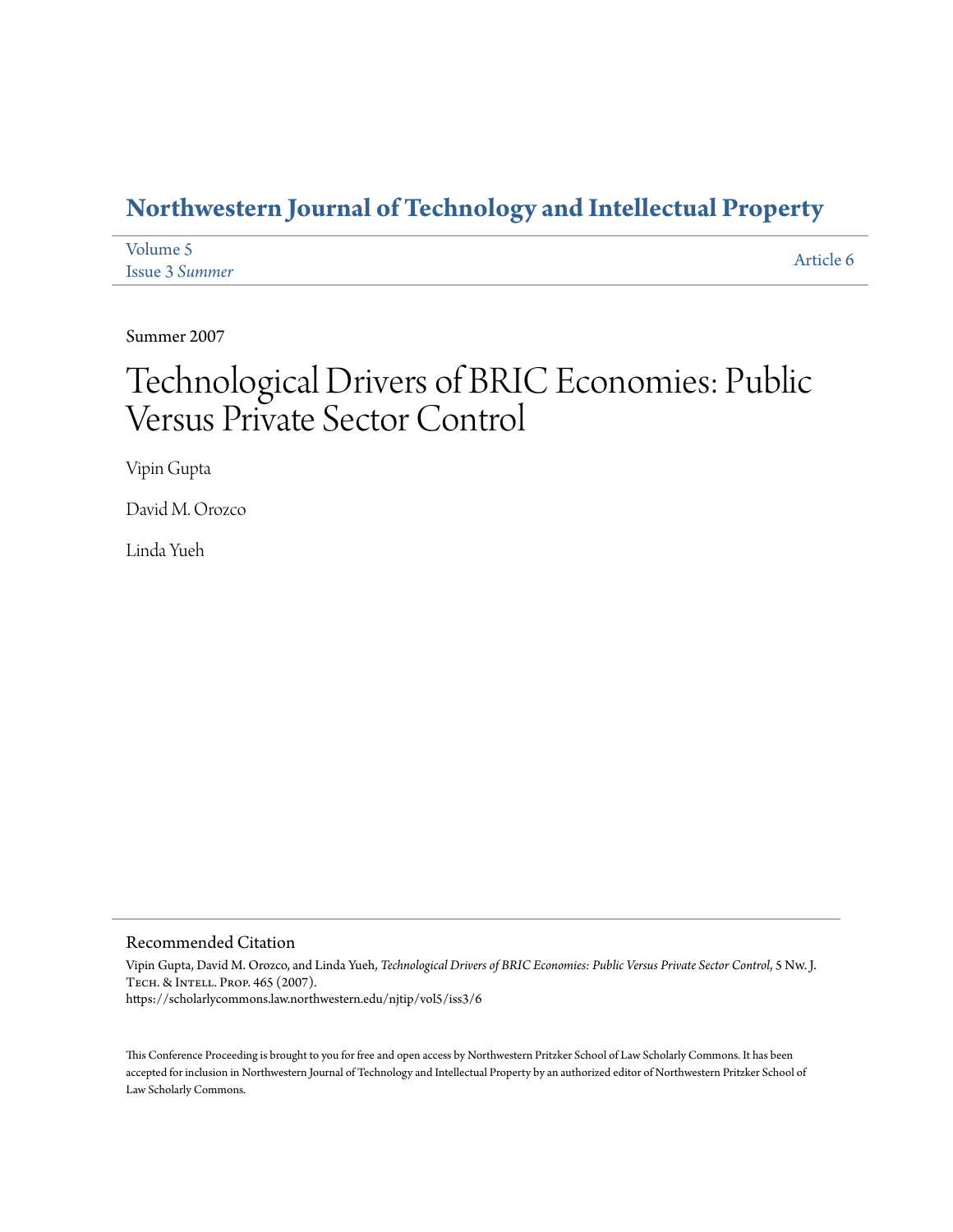# Northwestern Journal of Technology and Intellectual Property

Volume 5
Issue 3 *Summer*

Article 6

Summer 2007

# Technological Drivers of BRIC Economies: Public Versus Private Sector Control

Vipin Gupta

David M. Orozco

Linda Yueh

## Recommended Citation

Vipin Gupta, David M. Orozco, and Linda Yueh, *Technological Drivers of BRIC Economies: Public Versus Private Sector Control*, 5 Nw. J. Tech. & Intell. Prop. 465 (2007).
https://scholarlycommons.law.northwestern.edu/njtip/vol5/iss3/6

This Conference Proceeding is brought to you for free and open access by Northwestern Pritzker School of Law Scholarly Commons. It has been accepted for inclusion in Northwestern Journal of Technology and Intellectual Property by an authorized editor of Northwestern Pritzker School of Law Scholarly Commons.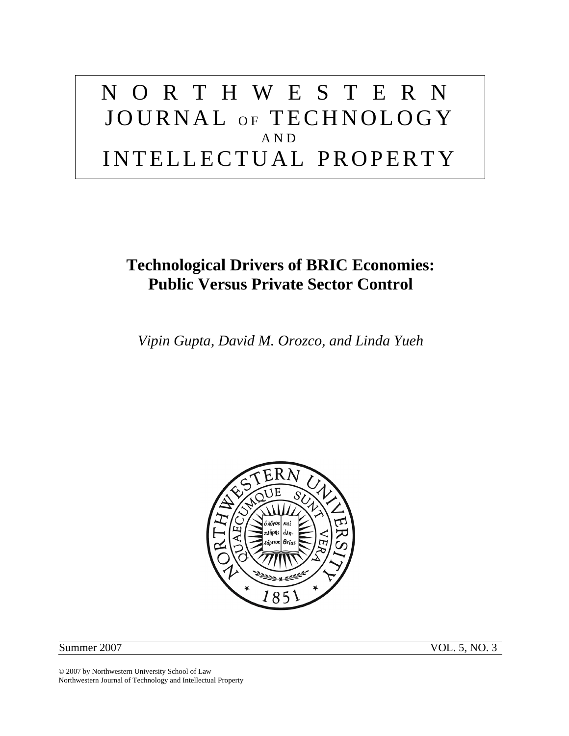# NORTHWESTERN JOURNAL OF TECHNOLOGY AND INTELLECTUAL PROPERTY

## Technological Drivers of BRIC Economies: Public Versus Private Sector Control

*Vipin Gupta, David M. Orozco, and Linda Yueh*

Summer 2007 VOL. 5, NO. 3

© 2007 by Northwestern University School of Law
Northwestern Journal of Technology and Intellectual Property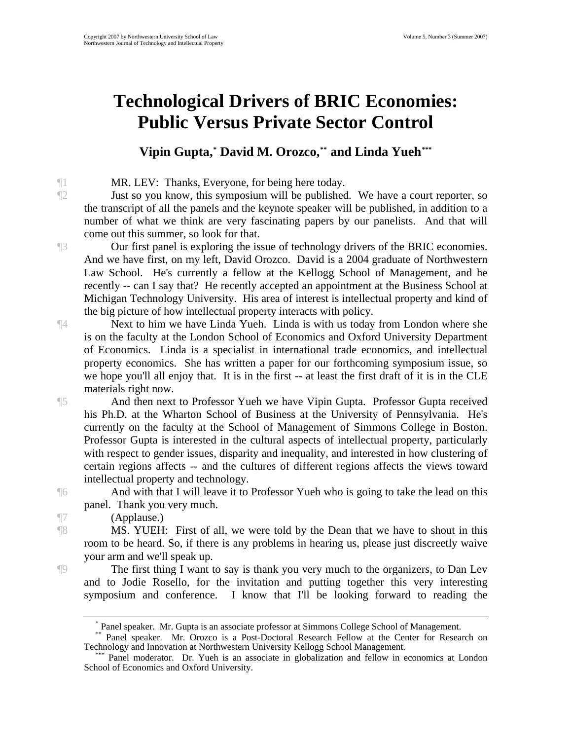# Technological Drivers of BRIC Economies: Public Versus Private Sector Control

**Vipin Gupta,[*] David M. Orozco,[**] and Linda Yueh[***]**

¶1 MR. LEV: Thanks, Everyone, for being here today.

¶2 Just so you know, this symposium will be published. We have a court reporter, so the transcript of all the panels and the keynote speaker will be published, in addition to a number of what we think are very fascinating papers by our panelists. And that will come out this summer, so look for that.

¶3 Our first panel is exploring the issue of technology drivers of the BRIC economies. And we have first, on my left, David Orozco. David is a 2004 graduate of Northwestern Law School. He's currently a fellow at the Kellogg School of Management, and he recently -- can I say that? He recently accepted an appointment at the Business School at Michigan Technology University. His area of interest is intellectual property and kind of the big picture of how intellectual property interacts with policy.

¶4 Next to him we have Linda Yueh. Linda is with us today from London where she is on the faculty at the London School of Economics and Oxford University Department of Economics. Linda is a specialist in international trade economics, and intellectual property economics. She has written a paper for our forthcoming symposium issue, so we hope you'll all enjoy that. It is in the first -- at least the first draft of it is in the CLE materials right now.

¶5 And then next to Professor Yueh we have Vipin Gupta. Professor Gupta received his Ph.D. at the Wharton School of Business at the University of Pennsylvania. He's currently on the faculty at the School of Management of Simmons College in Boston. Professor Gupta is interested in the cultural aspects of intellectual property, particularly with respect to gender issues, disparity and inequality, and interested in how clustering of certain regions affects -- and the cultures of different regions affects the views toward intellectual property and technology.

¶6 And with that I will leave it to Professor Yueh who is going to take the lead on this panel. Thank you very much.

¶7 (Applause.)

¶8 MS. YUEH: First of all, we were told by the Dean that we have to shout in this room to be heard. So, if there is any problems in hearing us, please just discreetly waive your arm and we'll speak up.

¶9 The first thing I want to say is thank you very much to the organizers, to Dan Lev and to Jodie Rosello, for the invitation and putting together this very interesting symposium and conference. I know that I'll be looking forward to reading the

---

[*] Panel speaker. Mr. Gupta is an associate professor at Simmons College School of Management.

[**] Panel speaker. Mr. Orozco is a Post-Doctoral Research Fellow at the Center for Research on Technology and Innovation at Northwestern University Kellogg School Management.

[***] Panel moderator. Dr. Yueh is an associate in globalization and fellow in economics at London School of Economics and Oxford University.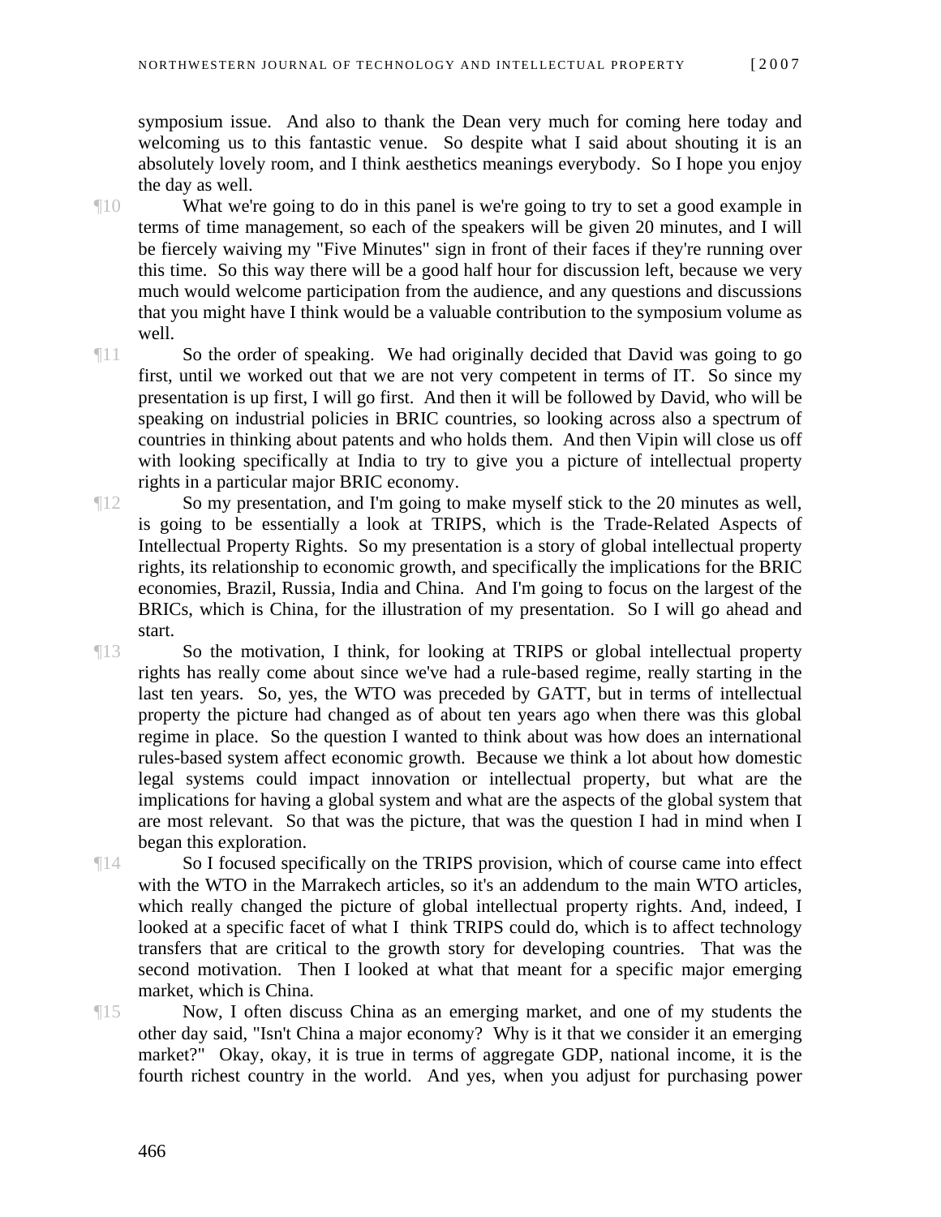symposium issue. And also to thank the Dean very much for coming here today and welcoming us to this fantastic venue. So despite what I said about shouting it is an absolutely lovely room, and I think aesthetics meanings everybody. So I hope you enjoy the day as well.

¶10 What we're going to do in this panel is we're going to try to set a good example in terms of time management, so each of the speakers will be given 20 minutes, and I will be fiercely waiving my "Five Minutes" sign in front of their faces if they're running over this time. So this way there will be a good half hour for discussion left, because we very much would welcome participation from the audience, and any questions and discussions that you might have I think would be a valuable contribution to the symposium volume as well.

¶11 So the order of speaking. We had originally decided that David was going to go first, until we worked out that we are not very competent in terms of IT. So since my presentation is up first, I will go first. And then it will be followed by David, who will be speaking on industrial policies in BRIC countries, so looking across also a spectrum of countries in thinking about patents and who holds them. And then Vipin will close us off with looking specifically at India to try to give you a picture of intellectual property rights in a particular major BRIC economy.

¶12 So my presentation, and I'm going to make myself stick to the 20 minutes as well, is going to be essentially a look at TRIPS, which is the Trade-Related Aspects of Intellectual Property Rights. So my presentation is a story of global intellectual property rights, its relationship to economic growth, and specifically the implications for the BRIC economies, Brazil, Russia, India and China. And I'm going to focus on the largest of the BRICs, which is China, for the illustration of my presentation. So I will go ahead and start.

¶13 So the motivation, I think, for looking at TRIPS or global intellectual property rights has really come about since we've had a rule-based regime, really starting in the last ten years. So, yes, the WTO was preceded by GATT, but in terms of intellectual property the picture had changed as of about ten years ago when there was this global regime in place. So the question I wanted to think about was how does an international rules-based system affect economic growth. Because we think a lot about how domestic legal systems could impact innovation or intellectual property, but what are the implications for having a global system and what are the aspects of the global system that are most relevant. So that was the picture, that was the question I had in mind when I began this exploration.

¶14 So I focused specifically on the TRIPS provision, which of course came into effect with the WTO in the Marrakech articles, so it's an addendum to the main WTO articles, which really changed the picture of global intellectual property rights. And, indeed, I looked at a specific facet of what I think TRIPS could do, which is to affect technology transfers that are critical to the growth story for developing countries. That was the second motivation. Then I looked at what that meant for a specific major emerging market, which is China.

¶15 Now, I often discuss China as an emerging market, and one of my students the other day said, "Isn't China a major economy? Why is it that we consider it an emerging market?" Okay, okay, it is true in terms of aggregate GDP, national income, it is the fourth richest country in the world. And yes, when you adjust for purchasing power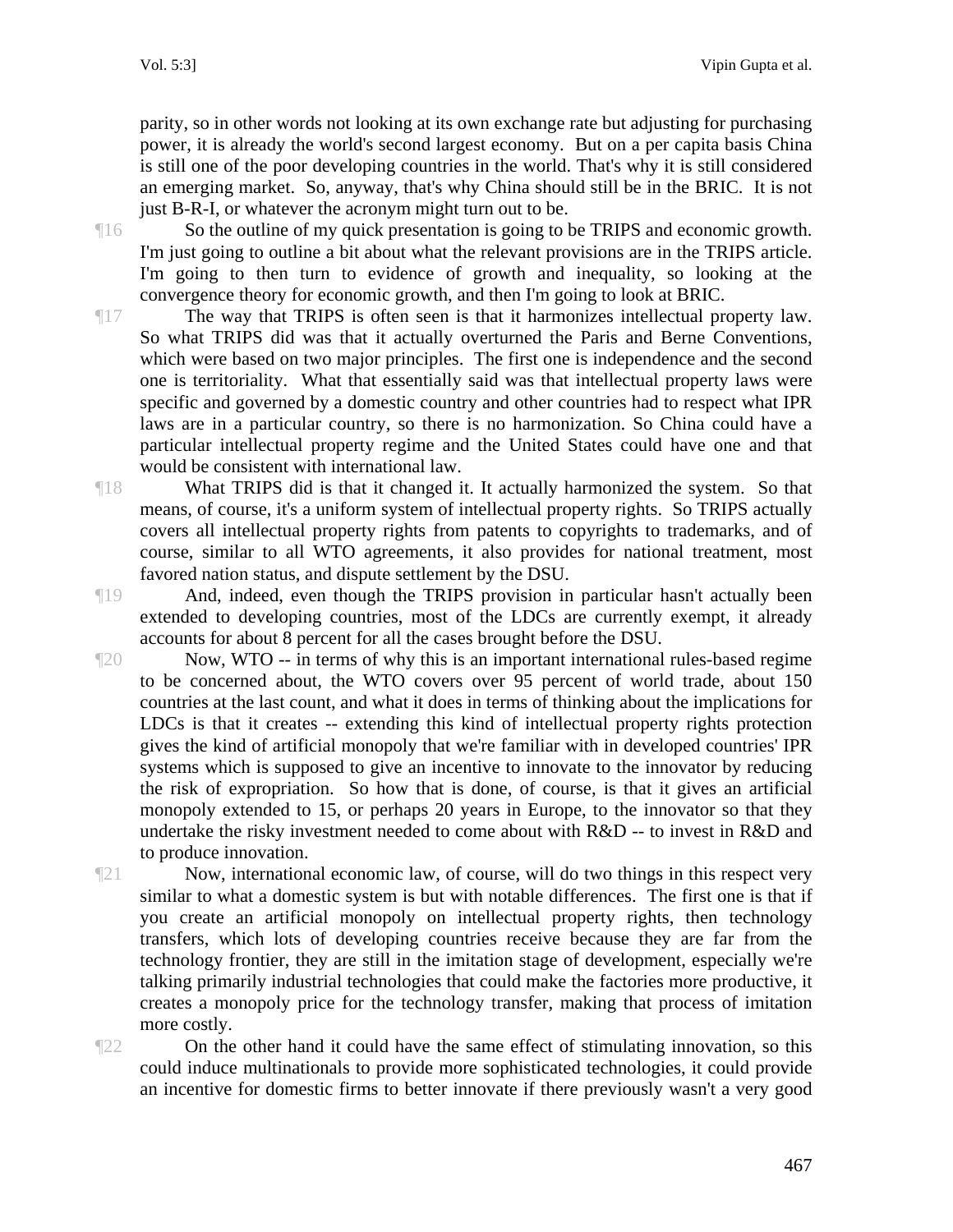parity, so in other words not looking at its own exchange rate but adjusting for purchasing power, it is already the world's second largest economy. But on a per capita basis China is still one of the poor developing countries in the world. That's why it is still considered an emerging market. So, anyway, that's why China should still be in the BRIC. It is not just B-R-I, or whatever the acronym might turn out to be.

¶16 So the outline of my quick presentation is going to be TRIPS and economic growth. I'm just going to outline a bit about what the relevant provisions are in the TRIPS article. I'm going to then turn to evidence of growth and inequality, so looking at the convergence theory for economic growth, and then I'm going to look at BRIC.

¶17 The way that TRIPS is often seen is that it harmonizes intellectual property law. So what TRIPS did was that it actually overturned the Paris and Berne Conventions, which were based on two major principles. The first one is independence and the second one is territoriality. What that essentially said was that intellectual property laws were specific and governed by a domestic country and other countries had to respect what IPR laws are in a particular country, so there is no harmonization. So China could have a particular intellectual property regime and the United States could have one and that would be consistent with international law.

¶18 What TRIPS did is that it changed it. It actually harmonized the system. So that means, of course, it's a uniform system of intellectual property rights. So TRIPS actually covers all intellectual property rights from patents to copyrights to trademarks, and of course, similar to all WTO agreements, it also provides for national treatment, most favored nation status, and dispute settlement by the DSU.

¶19 And, indeed, even though the TRIPS provision in particular hasn't actually been extended to developing countries, most of the LDCs are currently exempt, it already accounts for about 8 percent for all the cases brought before the DSU.

¶20 Now, WTO -- in terms of why this is an important international rules-based regime to be concerned about, the WTO covers over 95 percent of world trade, about 150 countries at the last count, and what it does in terms of thinking about the implications for LDCs is that it creates -- extending this kind of intellectual property rights protection gives the kind of artificial monopoly that we're familiar with in developed countries' IPR systems which is supposed to give an incentive to innovate to the innovator by reducing the risk of expropriation. So how that is done, of course, is that it gives an artificial monopoly extended to 15, or perhaps 20 years in Europe, to the innovator so that they undertake the risky investment needed to come about with R&D -- to invest in R&D and to produce innovation.

¶21 Now, international economic law, of course, will do two things in this respect very similar to what a domestic system is but with notable differences. The first one is that if you create an artificial monopoly on intellectual property rights, then technology transfers, which lots of developing countries receive because they are far from the technology frontier, they are still in the imitation stage of development, especially we're talking primarily industrial technologies that could make the factories more productive, it creates a monopoly price for the technology transfer, making that process of imitation more costly.

¶22 On the other hand it could have the same effect of stimulating innovation, so this could induce multinationals to provide more sophisticated technologies, it could provide an incentive for domestic firms to better innovate if there previously wasn't a very good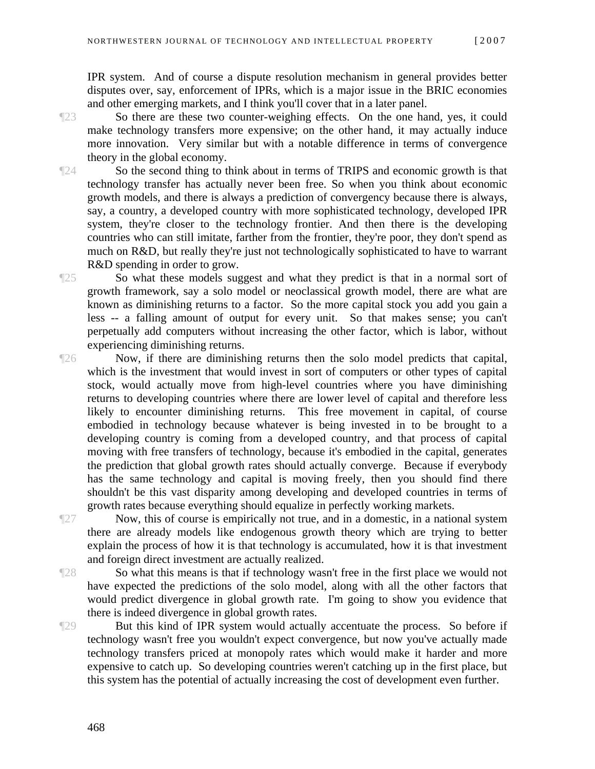IPR system. And of course a dispute resolution mechanism in general provides better disputes over, say, enforcement of IPRs, which is a major issue in the BRIC economies and other emerging markets, and I think you'll cover that in a later panel.

¶23 So there are these two counter-weighing effects. On the one hand, yes, it could make technology transfers more expensive; on the other hand, it may actually induce more innovation. Very similar but with a notable difference in terms of convergence theory in the global economy.

¶24 So the second thing to think about in terms of TRIPS and economic growth is that technology transfer has actually never been free. So when you think about economic growth models, and there is always a prediction of convergency because there is always, say, a country, a developed country with more sophisticated technology, developed IPR system, they're closer to the technology frontier. And then there is the developing countries who can still imitate, farther from the frontier, they're poor, they don't spend as much on R&D, but really they're just not technologically sophisticated to have to warrant R&D spending in order to grow.

¶25 So what these models suggest and what they predict is that in a normal sort of growth framework, say a solo model or neoclassical growth model, there are what are known as diminishing returns to a factor. So the more capital stock you add you gain a less -- a falling amount of output for every unit. So that makes sense; you can't perpetually add computers without increasing the other factor, which is labor, without experiencing diminishing returns.

¶26 Now, if there are diminishing returns then the solo model predicts that capital, which is the investment that would invest in sort of computers or other types of capital stock, would actually move from high-level countries where you have diminishing returns to developing countries where there are lower level of capital and therefore less likely to encounter diminishing returns. This free movement in capital, of course embodied in technology because whatever is being invested in to be brought to a developing country is coming from a developed country, and that process of capital moving with free transfers of technology, because it's embodied in the capital, generates the prediction that global growth rates should actually converge. Because if everybody has the same technology and capital is moving freely, then you should find there shouldn't be this vast disparity among developing and developed countries in terms of growth rates because everything should equalize in perfectly working markets.

¶27 Now, this of course is empirically not true, and in a domestic, in a national system there are already models like endogenous growth theory which are trying to better explain the process of how it is that technology is accumulated, how it is that investment and foreign direct investment are actually realized.

¶28 So what this means is that if technology wasn't free in the first place we would not have expected the predictions of the solo model, along with all the other factors that would predict divergence in global growth rate. I'm going to show you evidence that there is indeed divergence in global growth rates.

¶29 But this kind of IPR system would actually accentuate the process. So before if technology wasn't free you wouldn't expect convergence, but now you've actually made technology transfers priced at monopoly rates which would make it harder and more expensive to catch up. So developing countries weren't catching up in the first place, but this system has the potential of actually increasing the cost of development even further.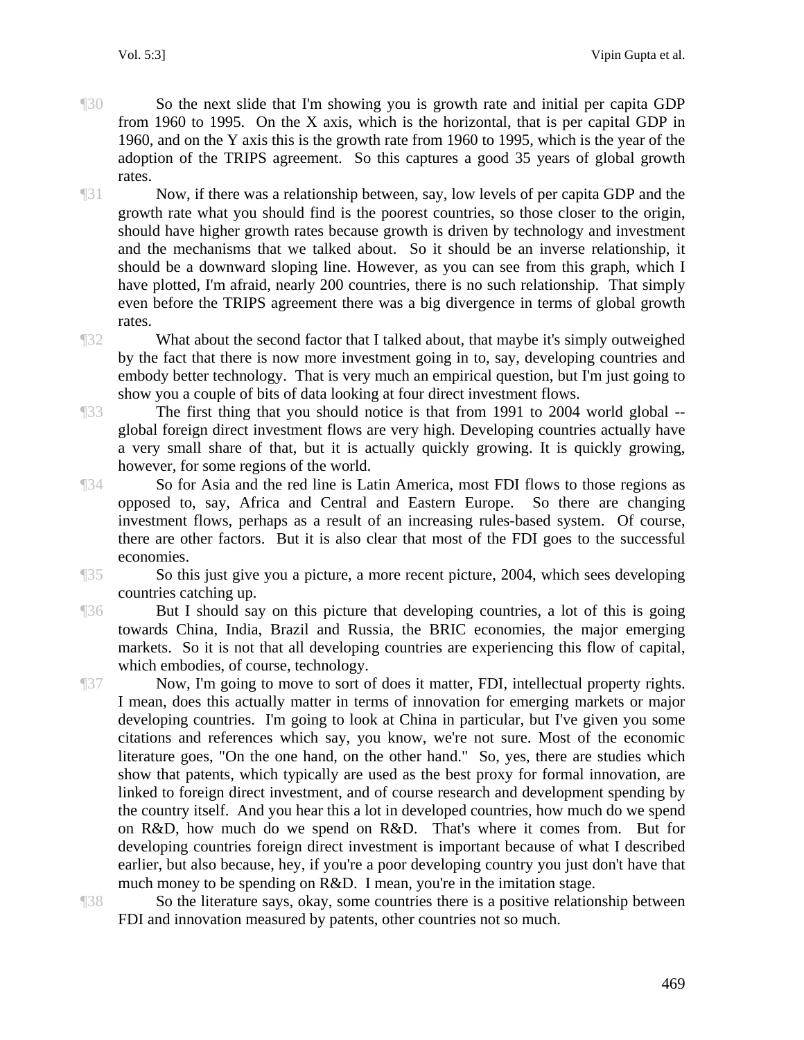¶30 So the next slide that I'm showing you is growth rate and initial per capita GDP from 1960 to 1995. On the X axis, which is the horizontal, that is per capital GDP in 1960, and on the Y axis this is the growth rate from 1960 to 1995, which is the year of the adoption of the TRIPS agreement. So this captures a good 35 years of global growth rates.

¶31 Now, if there was a relationship between, say, low levels of per capita GDP and the growth rate what you should find is the poorest countries, so those closer to the origin, should have higher growth rates because growth is driven by technology and investment and the mechanisms that we talked about. So it should be an inverse relationship, it should be a downward sloping line. However, as you can see from this graph, which I have plotted, I'm afraid, nearly 200 countries, there is no such relationship. That simply even before the TRIPS agreement there was a big divergence in terms of global growth rates.

¶32 What about the second factor that I talked about, that maybe it's simply outweighed by the fact that there is now more investment going in to, say, developing countries and embody better technology. That is very much an empirical question, but I'm just going to show you a couple of bits of data looking at four direct investment flows.

¶33 The first thing that you should notice is that from 1991 to 2004 world global -- global foreign direct investment flows are very high. Developing countries actually have a very small share of that, but it is actually quickly growing. It is quickly growing, however, for some regions of the world.

¶34 So for Asia and the red line is Latin America, most FDI flows to those regions as opposed to, say, Africa and Central and Eastern Europe. So there are changing investment flows, perhaps as a result of an increasing rules-based system. Of course, there are other factors. But it is also clear that most of the FDI goes to the successful economies.

¶35 So this just give you a picture, a more recent picture, 2004, which sees developing countries catching up.

¶36 But I should say on this picture that developing countries, a lot of this is going towards China, India, Brazil and Russia, the BRIC economies, the major emerging markets. So it is not that all developing countries are experiencing this flow of capital, which embodies, of course, technology.

¶37 Now, I'm going to move to sort of does it matter, FDI, intellectual property rights. I mean, does this actually matter in terms of innovation for emerging markets or major developing countries. I'm going to look at China in particular, but I've given you some citations and references which say, you know, we're not sure. Most of the economic literature goes, "On the one hand, on the other hand." So, yes, there are studies which show that patents, which typically are used as the best proxy for formal innovation, are linked to foreign direct investment, and of course research and development spending by the country itself. And you hear this a lot in developed countries, how much do we spend on R&D, how much do we spend on R&D. That's where it comes from. But for developing countries foreign direct investment is important because of what I described earlier, but also because, hey, if you're a poor developing country you just don't have that much money to be spending on R&D. I mean, you're in the imitation stage.

¶38 So the literature says, okay, some countries there is a positive relationship between FDI and innovation measured by patents, other countries not so much.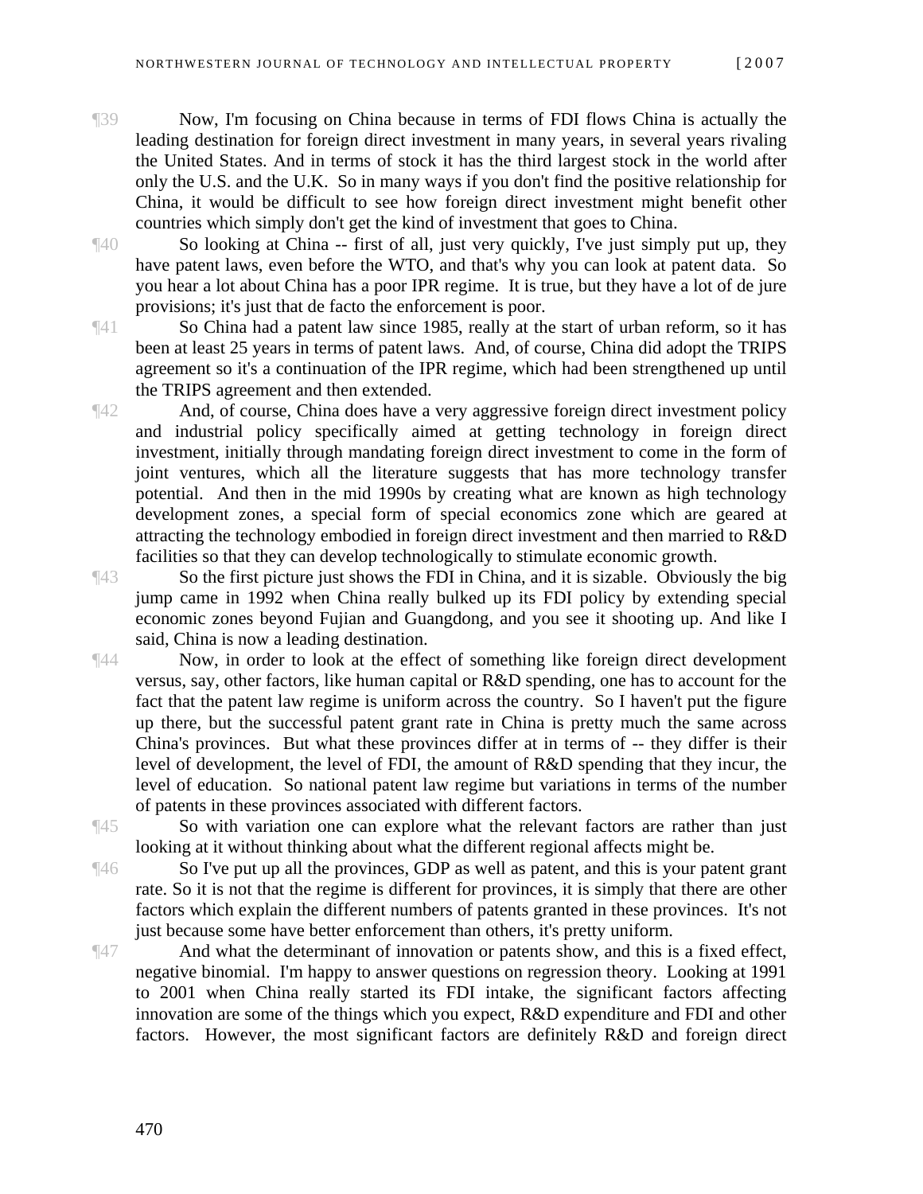¶39 Now, I'm focusing on China because in terms of FDI flows China is actually the leading destination for foreign direct investment in many years, in several years rivaling the United States. And in terms of stock it has the third largest stock in the world after only the U.S. and the U.K. So in many ways if you don't find the positive relationship for China, it would be difficult to see how foreign direct investment might benefit other countries which simply don't get the kind of investment that goes to China.

¶40 So looking at China -- first of all, just very quickly, I've just simply put up, they have patent laws, even before the WTO, and that's why you can look at patent data. So you hear a lot about China has a poor IPR regime. It is true, but they have a lot of de jure provisions; it's just that de facto the enforcement is poor.

¶41 So China had a patent law since 1985, really at the start of urban reform, so it has been at least 25 years in terms of patent laws. And, of course, China did adopt the TRIPS agreement so it's a continuation of the IPR regime, which had been strengthened up until the TRIPS agreement and then extended.

¶42 And, of course, China does have a very aggressive foreign direct investment policy and industrial policy specifically aimed at getting technology in foreign direct investment, initially through mandating foreign direct investment to come in the form of joint ventures, which all the literature suggests that has more technology transfer potential. And then in the mid 1990s by creating what are known as high technology development zones, a special form of special economics zone which are geared at attracting the technology embodied in foreign direct investment and then married to R&D facilities so that they can develop technologically to stimulate economic growth.

¶43 So the first picture just shows the FDI in China, and it is sizable. Obviously the big jump came in 1992 when China really bulked up its FDI policy by extending special economic zones beyond Fujian and Guangdong, and you see it shooting up. And like I said, China is now a leading destination.

¶44 Now, in order to look at the effect of something like foreign direct development versus, say, other factors, like human capital or R&D spending, one has to account for the fact that the patent law regime is uniform across the country. So I haven't put the figure up there, but the successful patent grant rate in China is pretty much the same across China's provinces. But what these provinces differ at in terms of -- they differ is their level of development, the level of FDI, the amount of R&D spending that they incur, the level of education. So national patent law regime but variations in terms of the number of patents in these provinces associated with different factors.

¶45 So with variation one can explore what the relevant factors are rather than just looking at it without thinking about what the different regional affects might be.

¶46 So I've put up all the provinces, GDP as well as patent, and this is your patent grant rate. So it is not that the regime is different for provinces, it is simply that there are other factors which explain the different numbers of patents granted in these provinces. It's not just because some have better enforcement than others, it's pretty uniform.

¶47 And what the determinant of innovation or patents show, and this is a fixed effect, negative binomial. I'm happy to answer questions on regression theory. Looking at 1991 to 2001 when China really started its FDI intake, the significant factors affecting innovation are some of the things which you expect, R&D expenditure and FDI and other factors. However, the most significant factors are definitely R&D and foreign direct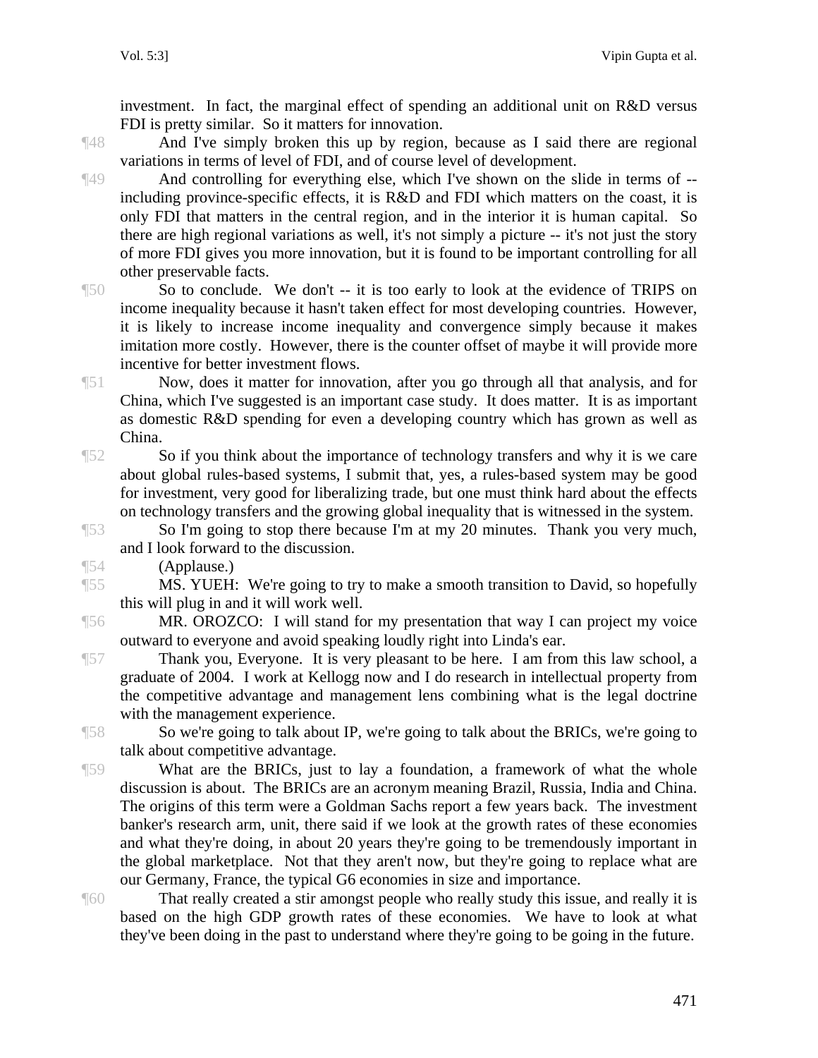investment. In fact, the marginal effect of spending an additional unit on R&D versus FDI is pretty similar. So it matters for innovation.

¶48 And I've simply broken this up by region, because as I said there are regional variations in terms of level of FDI, and of course level of development.

¶49 And controlling for everything else, which I've shown on the slide in terms of -- including province-specific effects, it is R&D and FDI which matters on the coast, it is only FDI that matters in the central region, and in the interior it is human capital. So there are high regional variations as well, it's not simply a picture -- it's not just the story of more FDI gives you more innovation, but it is found to be important controlling for all other preservable facts.

¶50 So to conclude. We don't -- it is too early to look at the evidence of TRIPS on income inequality because it hasn't taken effect for most developing countries. However, it is likely to increase income inequality and convergence simply because it makes imitation more costly. However, there is the counter offset of maybe it will provide more incentive for better investment flows.

¶51 Now, does it matter for innovation, after you go through all that analysis, and for China, which I've suggested is an important case study. It does matter. It is as important as domestic R&D spending for even a developing country which has grown as well as China.

¶52 So if you think about the importance of technology transfers and why it is we care about global rules-based systems, I submit that, yes, a rules-based system may be good for investment, very good for liberalizing trade, but one must think hard about the effects on technology transfers and the growing global inequality that is witnessed in the system.

¶53 So I'm going to stop there because I'm at my 20 minutes. Thank you very much, and I look forward to the discussion.

¶54 (Applause.)

¶55 MS. YUEH: We're going to try to make a smooth transition to David, so hopefully this will plug in and it will work well.

¶56 MR. OROZCO: I will stand for my presentation that way I can project my voice outward to everyone and avoid speaking loudly right into Linda's ear.

¶57 Thank you, Everyone. It is very pleasant to be here. I am from this law school, a graduate of 2004. I work at Kellogg now and I do research in intellectual property from the competitive advantage and management lens combining what is the legal doctrine with the management experience.

¶58 So we're going to talk about IP, we're going to talk about the BRICs, we're going to talk about competitive advantage.

¶59 What are the BRICs, just to lay a foundation, a framework of what the whole discussion is about. The BRICs are an acronym meaning Brazil, Russia, India and China. The origins of this term were a Goldman Sachs report a few years back. The investment banker's research arm, unit, there said if we look at the growth rates of these economies and what they're doing, in about 20 years they're going to be tremendously important in the global marketplace. Not that they aren't now, but they're going to replace what are our Germany, France, the typical G6 economies in size and importance.

¶60 That really created a stir amongst people who really study this issue, and really it is based on the high GDP growth rates of these economies. We have to look at what they've been doing in the past to understand where they're going to be going in the future.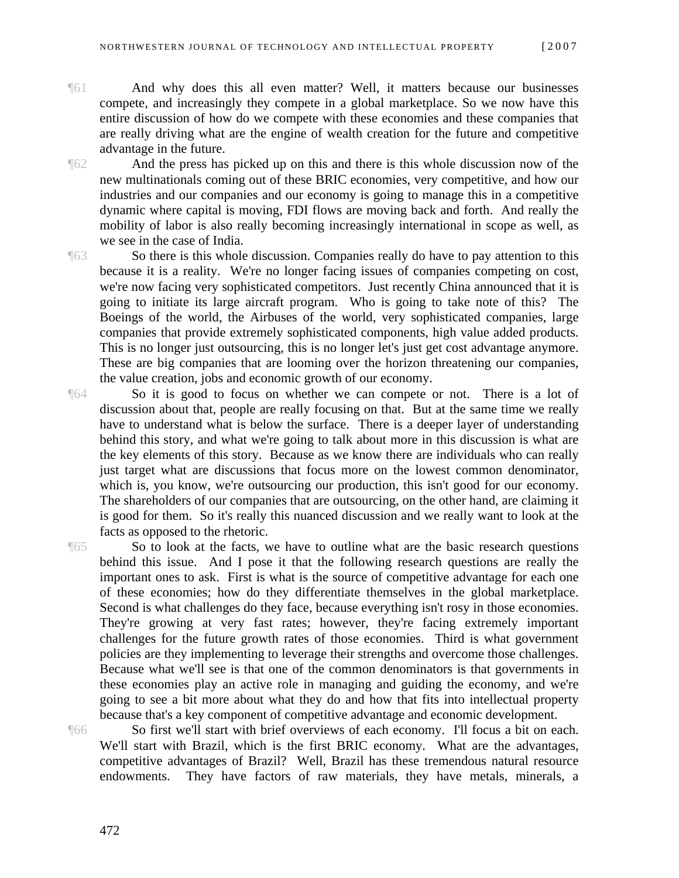¶61 And why does this all even matter? Well, it matters because our businesses compete, and increasingly they compete in a global marketplace. So we now have this entire discussion of how do we compete with these economies and these companies that are really driving what are the engine of wealth creation for the future and competitive advantage in the future.

¶62 And the press has picked up on this and there is this whole discussion now of the new multinationals coming out of these BRIC economies, very competitive, and how our industries and our companies and our economy is going to manage this in a competitive dynamic where capital is moving, FDI flows are moving back and forth. And really the mobility of labor is also really becoming increasingly international in scope as well, as we see in the case of India.

¶63 So there is this whole discussion. Companies really do have to pay attention to this because it is a reality. We're no longer facing issues of companies competing on cost, we're now facing very sophisticated competitors. Just recently China announced that it is going to initiate its large aircraft program. Who is going to take note of this? The Boeings of the world, the Airbuses of the world, very sophisticated companies, large companies that provide extremely sophisticated components, high value added products. This is no longer just outsourcing, this is no longer let's just get cost advantage anymore. These are big companies that are looming over the horizon threatening our companies, the value creation, jobs and economic growth of our economy.

¶64 So it is good to focus on whether we can compete or not. There is a lot of discussion about that, people are really focusing on that. But at the same time we really have to understand what is below the surface. There is a deeper layer of understanding behind this story, and what we're going to talk about more in this discussion is what are the key elements of this story. Because as we know there are individuals who can really just target what are discussions that focus more on the lowest common denominator, which is, you know, we're outsourcing our production, this isn't good for our economy. The shareholders of our companies that are outsourcing, on the other hand, are claiming it is good for them. So it's really this nuanced discussion and we really want to look at the facts as opposed to the rhetoric.

¶65 So to look at the facts, we have to outline what are the basic research questions behind this issue. And I pose it that the following research questions are really the important ones to ask. First is what is the source of competitive advantage for each one of these economies; how do they differentiate themselves in the global marketplace. Second is what challenges do they face, because everything isn't rosy in those economies. They're growing at very fast rates; however, they're facing extremely important challenges for the future growth rates of those economies. Third is what government policies are they implementing to leverage their strengths and overcome those challenges. Because what we'll see is that one of the common denominators is that governments in these economies play an active role in managing and guiding the economy, and we're going to see a bit more about what they do and how that fits into intellectual property because that's a key component of competitive advantage and economic development.

¶66 So first we'll start with brief overviews of each economy. I'll focus a bit on each. We'll start with Brazil, which is the first BRIC economy. What are the advantages, competitive advantages of Brazil? Well, Brazil has these tremendous natural resource endowments. They have factors of raw materials, they have metals, minerals, a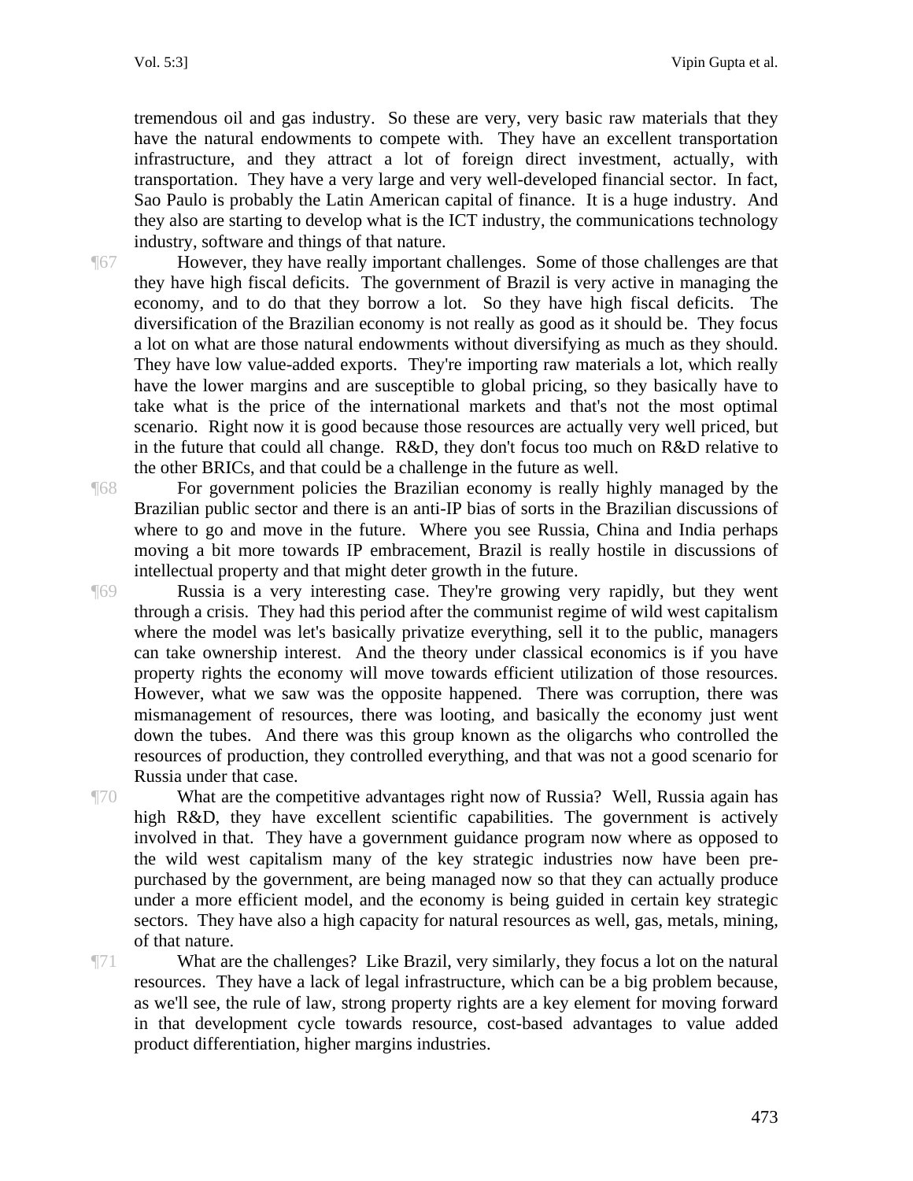tremendous oil and gas industry. So these are very, very basic raw materials that they have the natural endowments to compete with. They have an excellent transportation infrastructure, and they attract a lot of foreign direct investment, actually, with transportation. They have a very large and very well-developed financial sector. In fact, Sao Paulo is probably the Latin American capital of finance. It is a huge industry. And they also are starting to develop what is the ICT industry, the communications technology industry, software and things of that nature.

¶67 However, they have really important challenges. Some of those challenges are that they have high fiscal deficits. The government of Brazil is very active in managing the economy, and to do that they borrow a lot. So they have high fiscal deficits. The diversification of the Brazilian economy is not really as good as it should be. They focus a lot on what are those natural endowments without diversifying as much as they should. They have low value-added exports. They're importing raw materials a lot, which really have the lower margins and are susceptible to global pricing, so they basically have to take what is the price of the international markets and that's not the most optimal scenario. Right now it is good because those resources are actually very well priced, but in the future that could all change. R&D, they don't focus too much on R&D relative to the other BRICs, and that could be a challenge in the future as well.

¶68 For government policies the Brazilian economy is really highly managed by the Brazilian public sector and there is an anti-IP bias of sorts in the Brazilian discussions of where to go and move in the future. Where you see Russia, China and India perhaps moving a bit more towards IP embracement, Brazil is really hostile in discussions of intellectual property and that might deter growth in the future.

¶69 Russia is a very interesting case. They're growing very rapidly, but they went through a crisis. They had this period after the communist regime of wild west capitalism where the model was let's basically privatize everything, sell it to the public, managers can take ownership interest. And the theory under classical economics is if you have property rights the economy will move towards efficient utilization of those resources. However, what we saw was the opposite happened. There was corruption, there was mismanagement of resources, there was looting, and basically the economy just went down the tubes. And there was this group known as the oligarchs who controlled the resources of production, they controlled everything, and that was not a good scenario for Russia under that case.

¶70 What are the competitive advantages right now of Russia? Well, Russia again has high R&D, they have excellent scientific capabilities. The government is actively involved in that. They have a government guidance program now where as opposed to the wild west capitalism many of the key strategic industries now have been pre-purchased by the government, are being managed now so that they can actually produce under a more efficient model, and the economy is being guided in certain key strategic sectors. They have also a high capacity for natural resources as well, gas, metals, mining, of that nature.

¶71 What are the challenges? Like Brazil, very similarly, they focus a lot on the natural resources. They have a lack of legal infrastructure, which can be a big problem because, as we'll see, the rule of law, strong property rights are a key element for moving forward in that development cycle towards resource, cost-based advantages to value added product differentiation, higher margins industries.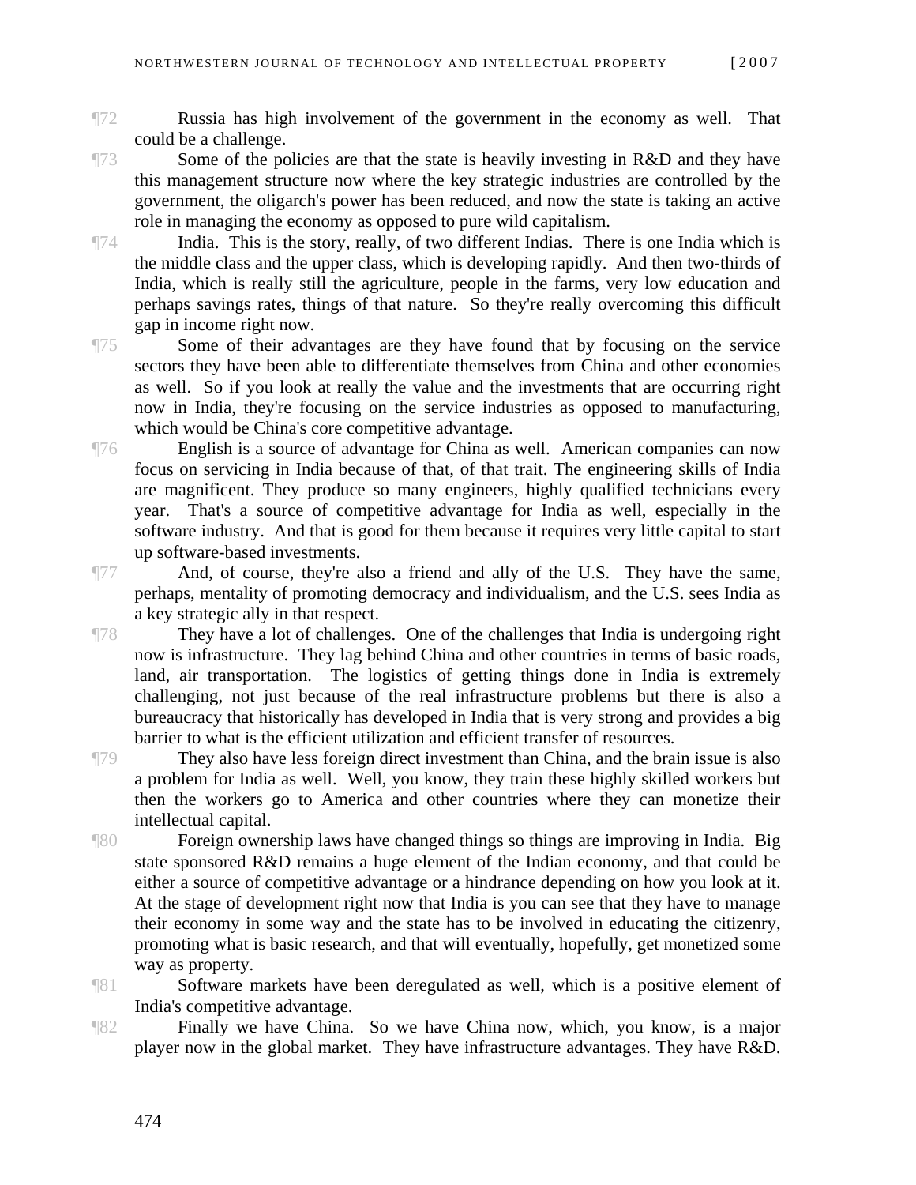¶72 Russia has high involvement of the government in the economy as well. That could be a challenge.

¶73 Some of the policies are that the state is heavily investing in R&D and they have this management structure now where the key strategic industries are controlled by the government, the oligarch's power has been reduced, and now the state is taking an active role in managing the economy as opposed to pure wild capitalism.

¶74 India. This is the story, really, of two different Indias. There is one India which is the middle class and the upper class, which is developing rapidly. And then two-thirds of India, which is really still the agriculture, people in the farms, very low education and perhaps savings rates, things of that nature. So they're really overcoming this difficult gap in income right now.

¶75 Some of their advantages are they have found that by focusing on the service sectors they have been able to differentiate themselves from China and other economies as well. So if you look at really the value and the investments that are occurring right now in India, they're focusing on the service industries as opposed to manufacturing, which would be China's core competitive advantage.

¶76 English is a source of advantage for China as well. American companies can now focus on servicing in India because of that, of that trait. The engineering skills of India are magnificent. They produce so many engineers, highly qualified technicians every year. That's a source of competitive advantage for India as well, especially in the software industry. And that is good for them because it requires very little capital to start up software-based investments.

¶77 And, of course, they're also a friend and ally of the U.S. They have the same, perhaps, mentality of promoting democracy and individualism, and the U.S. sees India as a key strategic ally in that respect.

¶78 They have a lot of challenges. One of the challenges that India is undergoing right now is infrastructure. They lag behind China and other countries in terms of basic roads, land, air transportation. The logistics of getting things done in India is extremely challenging, not just because of the real infrastructure problems but there is also a bureaucracy that historically has developed in India that is very strong and provides a big barrier to what is the efficient utilization and efficient transfer of resources.

¶79 They also have less foreign direct investment than China, and the brain issue is also a problem for India as well. Well, you know, they train these highly skilled workers but then the workers go to America and other countries where they can monetize their intellectual capital.

¶80 Foreign ownership laws have changed things so things are improving in India. Big state sponsored R&D remains a huge element of the Indian economy, and that could be either a source of competitive advantage or a hindrance depending on how you look at it. At the stage of development right now that India is you can see that they have to manage their economy in some way and the state has to be involved in educating the citizenry, promoting what is basic research, and that will eventually, hopefully, get monetized some way as property.

¶81 Software markets have been deregulated as well, which is a positive element of India's competitive advantage.

¶82 Finally we have China. So we have China now, which, you know, is a major player now in the global market. They have infrastructure advantages. They have R&D.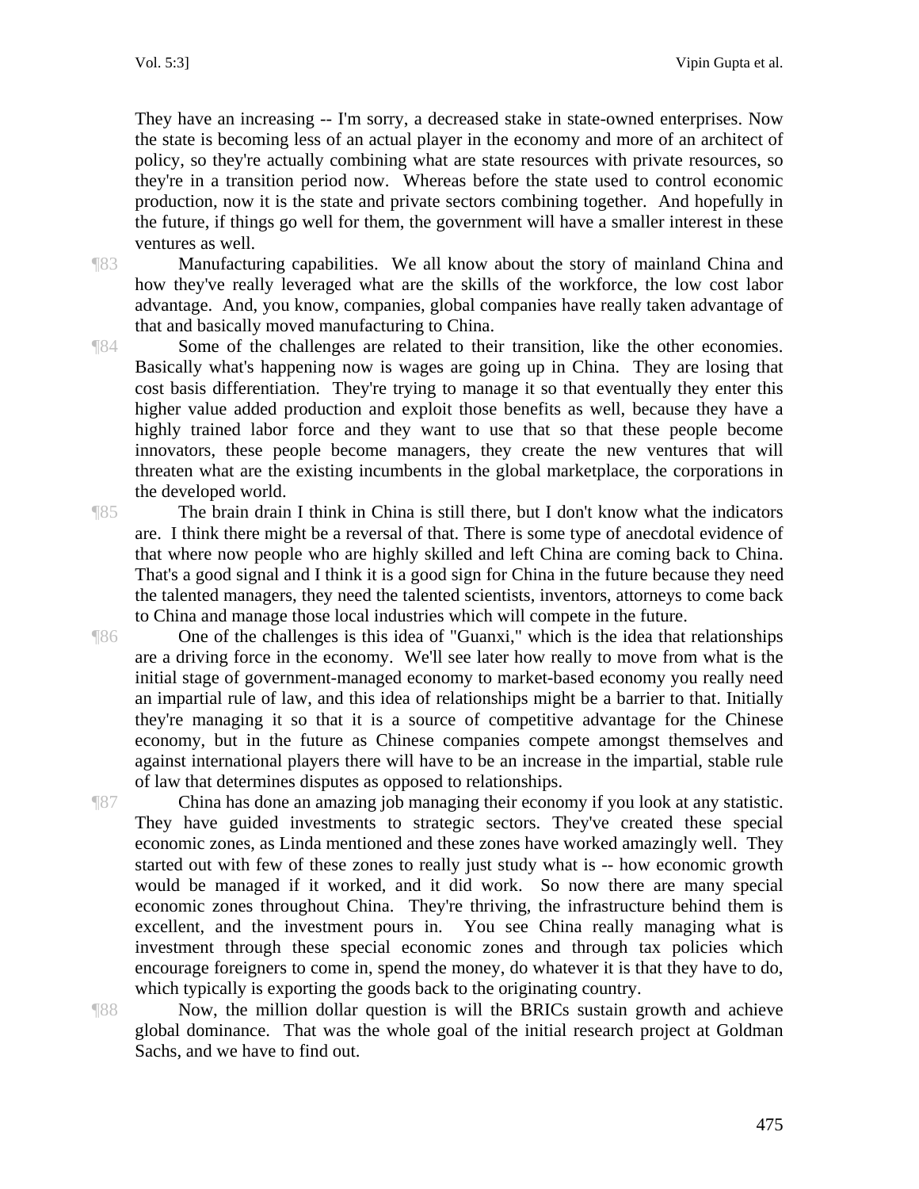They have an increasing -- I'm sorry, a decreased stake in state-owned enterprises. Now the state is becoming less of an actual player in the economy and more of an architect of policy, so they're actually combining what are state resources with private resources, so they're in a transition period now. Whereas before the state used to control economic production, now it is the state and private sectors combining together. And hopefully in the future, if things go well for them, the government will have a smaller interest in these ventures as well.

¶83 Manufacturing capabilities. We all know about the story of mainland China and how they've really leveraged what are the skills of the workforce, the low cost labor advantage. And, you know, companies, global companies have really taken advantage of that and basically moved manufacturing to China.

¶84 Some of the challenges are related to their transition, like the other economies. Basically what's happening now is wages are going up in China. They are losing that cost basis differentiation. They're trying to manage it so that eventually they enter this higher value added production and exploit those benefits as well, because they have a highly trained labor force and they want to use that so that these people become innovators, these people become managers, they create the new ventures that will threaten what are the existing incumbents in the global marketplace, the corporations in the developed world.

¶85 The brain drain I think in China is still there, but I don't know what the indicators are. I think there might be a reversal of that. There is some type of anecdotal evidence of that where now people who are highly skilled and left China are coming back to China. That's a good signal and I think it is a good sign for China in the future because they need the talented managers, they need the talented scientists, inventors, attorneys to come back to China and manage those local industries which will compete in the future.

¶86 One of the challenges is this idea of "Guanxi," which is the idea that relationships are a driving force in the economy. We'll see later how really to move from what is the initial stage of government-managed economy to market-based economy you really need an impartial rule of law, and this idea of relationships might be a barrier to that. Initially they're managing it so that it is a source of competitive advantage for the Chinese economy, but in the future as Chinese companies compete amongst themselves and against international players there will have to be an increase in the impartial, stable rule of law that determines disputes as opposed to relationships.

¶87 China has done an amazing job managing their economy if you look at any statistic. They have guided investments to strategic sectors. They've created these special economic zones, as Linda mentioned and these zones have worked amazingly well. They started out with few of these zones to really just study what is -- how economic growth would be managed if it worked, and it did work. So now there are many special economic zones throughout China. They're thriving, the infrastructure behind them is excellent, and the investment pours in. You see China really managing what is investment through these special economic zones and through tax policies which encourage foreigners to come in, spend the money, do whatever it is that they have to do, which typically is exporting the goods back to the originating country.

¶88 Now, the million dollar question is will the BRICs sustain growth and achieve global dominance. That was the whole goal of the initial research project at Goldman Sachs, and we have to find out.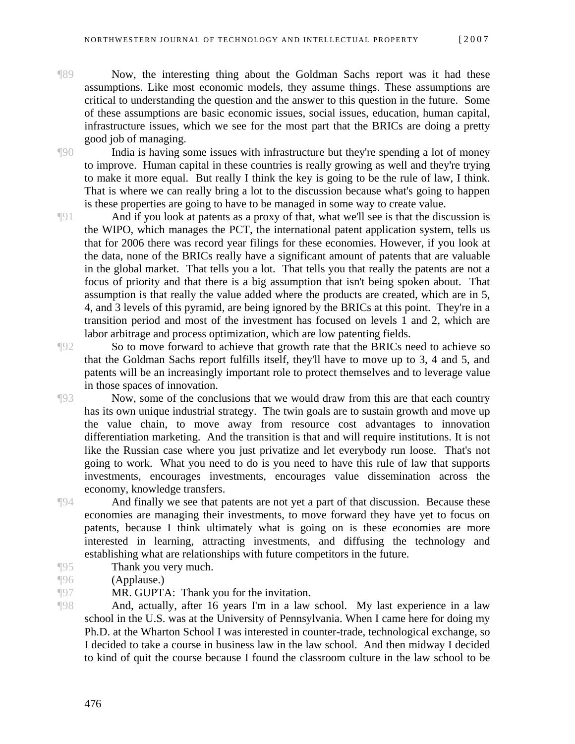¶89 Now, the interesting thing about the Goldman Sachs report was it had these assumptions. Like most economic models, they assume things. These assumptions are critical to understanding the question and the answer to this question in the future. Some of these assumptions are basic economic issues, social issues, education, human capital, infrastructure issues, which we see for the most part that the BRICs are doing a pretty good job of managing.

¶90 India is having some issues with infrastructure but they're spending a lot of money to improve. Human capital in these countries is really growing as well and they're trying to make it more equal. But really I think the key is going to be the rule of law, I think. That is where we can really bring a lot to the discussion because what's going to happen is these properties are going to have to be managed in some way to create value.

¶91 And if you look at patents as a proxy of that, what we'll see is that the discussion is the WIPO, which manages the PCT, the international patent application system, tells us that for 2006 there was record year filings for these economies. However, if you look at the data, none of the BRICs really have a significant amount of patents that are valuable in the global market. That tells you a lot. That tells you that really the patents are not a focus of priority and that there is a big assumption that isn't being spoken about. That assumption is that really the value added where the products are created, which are in 5, 4, and 3 levels of this pyramid, are being ignored by the BRICs at this point. They're in a transition period and most of the investment has focused on levels 1 and 2, which are labor arbitrage and process optimization, which are low patenting fields.

¶92 So to move forward to achieve that growth rate that the BRICs need to achieve so that the Goldman Sachs report fulfills itself, they'll have to move up to 3, 4 and 5, and patents will be an increasingly important role to protect themselves and to leverage value in those spaces of innovation.

¶93 Now, some of the conclusions that we would draw from this are that each country has its own unique industrial strategy. The twin goals are to sustain growth and move up the value chain, to move away from resource cost advantages to innovation differentiation marketing. And the transition is that and will require institutions. It is not like the Russian case where you just privatize and let everybody run loose. That's not going to work. What you need to do is you need to have this rule of law that supports investments, encourages investments, encourages value dissemination across the economy, knowledge transfers.

¶94 And finally we see that patents are not yet a part of that discussion. Because these economies are managing their investments, to move forward they have yet to focus on patents, because I think ultimately what is going on is these economies are more interested in learning, attracting investments, and diffusing the technology and establishing what are relationships with future competitors in the future.

¶95 Thank you very much.

¶96 (Applause.)

¶97 MR. GUPTA: Thank you for the invitation.

¶98 And, actually, after 16 years I'm in a law school. My last experience in a law school in the U.S. was at the University of Pennsylvania. When I came here for doing my Ph.D. at the Wharton School I was interested in counter-trade, technological exchange, so I decided to take a course in business law in the law school. And then midway I decided to kind of quit the course because I found the classroom culture in the law school to be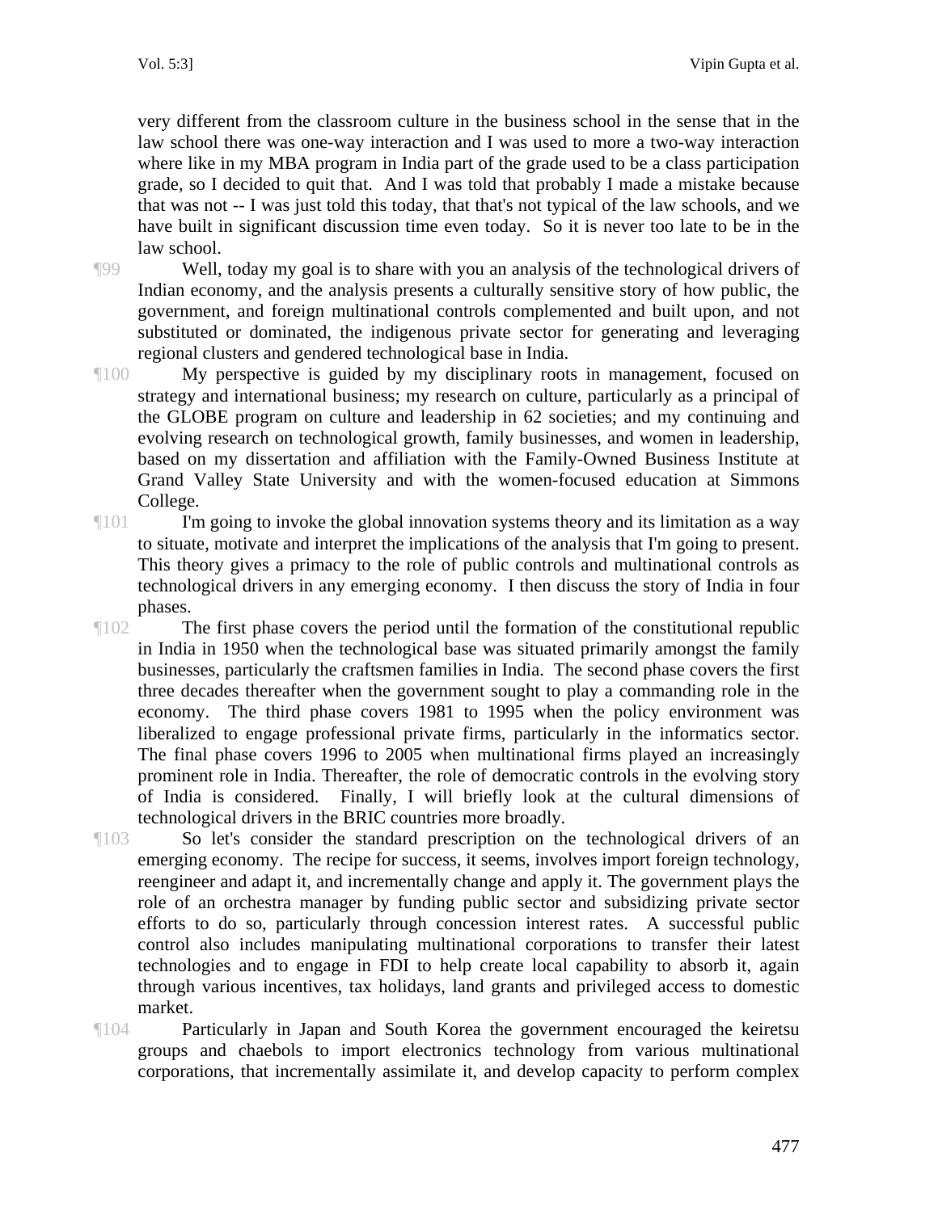very different from the classroom culture in the business school in the sense that in the law school there was one-way interaction and I was used to more a two-way interaction where like in my MBA program in India part of the grade used to be a class participation grade, so I decided to quit that. And I was told that probably I made a mistake because that was not -- I was just told this today, that that's not typical of the law schools, and we have built in significant discussion time even today. So it is never too late to be in the law school.

¶99 Well, today my goal is to share with you an analysis of the technological drivers of Indian economy, and the analysis presents a culturally sensitive story of how public, the government, and foreign multinational controls complemented and built upon, and not substituted or dominated, the indigenous private sector for generating and leveraging regional clusters and gendered technological base in India.

¶100 My perspective is guided by my disciplinary roots in management, focused on strategy and international business; my research on culture, particularly as a principal of the GLOBE program on culture and leadership in 62 societies; and my continuing and evolving research on technological growth, family businesses, and women in leadership, based on my dissertation and affiliation with the Family-Owned Business Institute at Grand Valley State University and with the women-focused education at Simmons College.

¶101 I'm going to invoke the global innovation systems theory and its limitation as a way to situate, motivate and interpret the implications of the analysis that I'm going to present. This theory gives a primacy to the role of public controls and multinational controls as technological drivers in any emerging economy. I then discuss the story of India in four phases.

¶102 The first phase covers the period until the formation of the constitutional republic in India in 1950 when the technological base was situated primarily amongst the family businesses, particularly the craftsmen families in India. The second phase covers the first three decades thereafter when the government sought to play a commanding role in the economy. The third phase covers 1981 to 1995 when the policy environment was liberalized to engage professional private firms, particularly in the informatics sector. The final phase covers 1996 to 2005 when multinational firms played an increasingly prominent role in India. Thereafter, the role of democratic controls in the evolving story of India is considered. Finally, I will briefly look at the cultural dimensions of technological drivers in the BRIC countries more broadly.

¶103 So let's consider the standard prescription on the technological drivers of an emerging economy. The recipe for success, it seems, involves import foreign technology, reengineer and adapt it, and incrementally change and apply it. The government plays the role of an orchestra manager by funding public sector and subsidizing private sector efforts to do so, particularly through concession interest rates. A successful public control also includes manipulating multinational corporations to transfer their latest technologies and to engage in FDI to help create local capability to absorb it, again through various incentives, tax holidays, land grants and privileged access to domestic market.

¶104 Particularly in Japan and South Korea the government encouraged the keiretsu groups and chaebols to import electronics technology from various multinational corporations, that incrementally assimilate it, and develop capacity to perform complex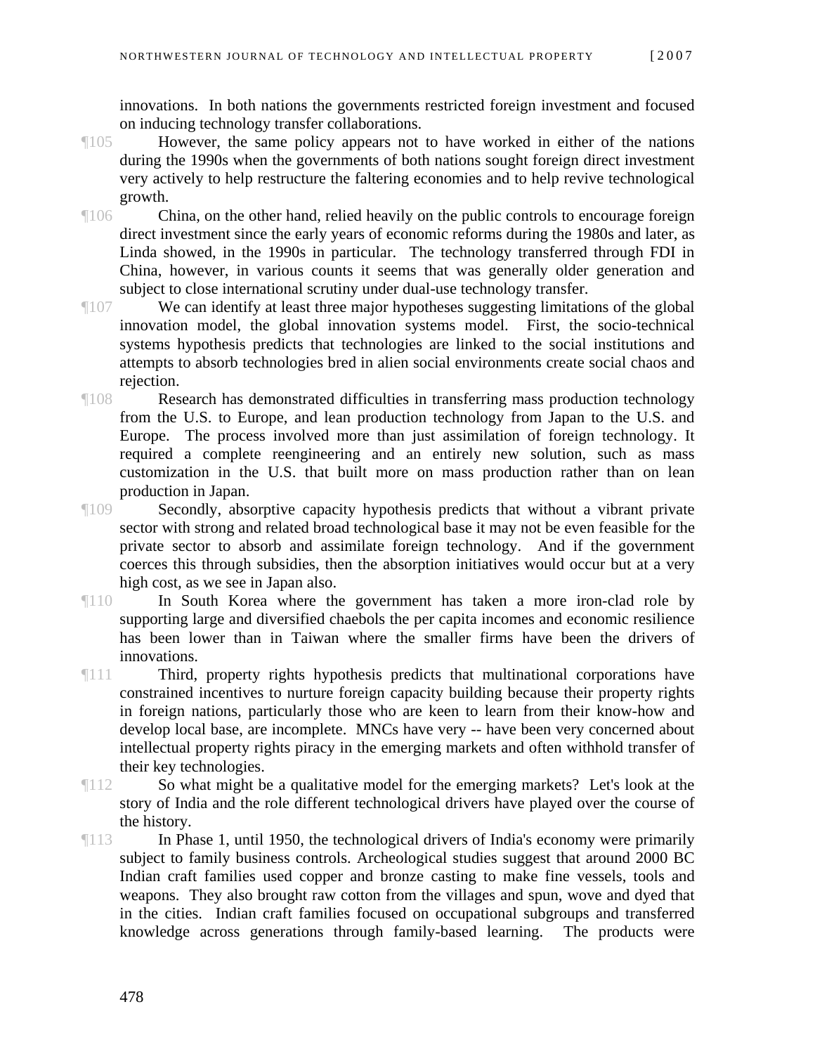innovations. In both nations the governments restricted foreign investment and focused on inducing technology transfer collaborations.

¶105 However, the same policy appears not to have worked in either of the nations during the 1990s when the governments of both nations sought foreign direct investment very actively to help restructure the faltering economies and to help revive technological growth.

¶106 China, on the other hand, relied heavily on the public controls to encourage foreign direct investment since the early years of economic reforms during the 1980s and later, as Linda showed, in the 1990s in particular. The technology transferred through FDI in China, however, in various counts it seems that was generally older generation and subject to close international scrutiny under dual-use technology transfer.

¶107 We can identify at least three major hypotheses suggesting limitations of the global innovation model, the global innovation systems model. First, the socio-technical systems hypothesis predicts that technologies are linked to the social institutions and attempts to absorb technologies bred in alien social environments create social chaos and rejection.

¶108 Research has demonstrated difficulties in transferring mass production technology from the U.S. to Europe, and lean production technology from Japan to the U.S. and Europe. The process involved more than just assimilation of foreign technology. It required a complete reengineering and an entirely new solution, such as mass customization in the U.S. that built more on mass production rather than on lean production in Japan.

¶109 Secondly, absorptive capacity hypothesis predicts that without a vibrant private sector with strong and related broad technological base it may not be even feasible for the private sector to absorb and assimilate foreign technology. And if the government coerces this through subsidies, then the absorption initiatives would occur but at a very high cost, as we see in Japan also.

¶110 In South Korea where the government has taken a more iron-clad role by supporting large and diversified chaebols the per capita incomes and economic resilience has been lower than in Taiwan where the smaller firms have been the drivers of innovations.

¶111 Third, property rights hypothesis predicts that multinational corporations have constrained incentives to nurture foreign capacity building because their property rights in foreign nations, particularly those who are keen to learn from their know-how and develop local base, are incomplete. MNCs have very -- have been very concerned about intellectual property rights piracy in the emerging markets and often withhold transfer of their key technologies.

¶112 So what might be a qualitative model for the emerging markets? Let's look at the story of India and the role different technological drivers have played over the course of the history.

¶113 In Phase 1, until 1950, the technological drivers of India's economy were primarily subject to family business controls. Archeological studies suggest that around 2000 BC Indian craft families used copper and bronze casting to make fine vessels, tools and weapons. They also brought raw cotton from the villages and spun, wove and dyed that in the cities. Indian craft families focused on occupational subgroups and transferred knowledge across generations through family-based learning. The products were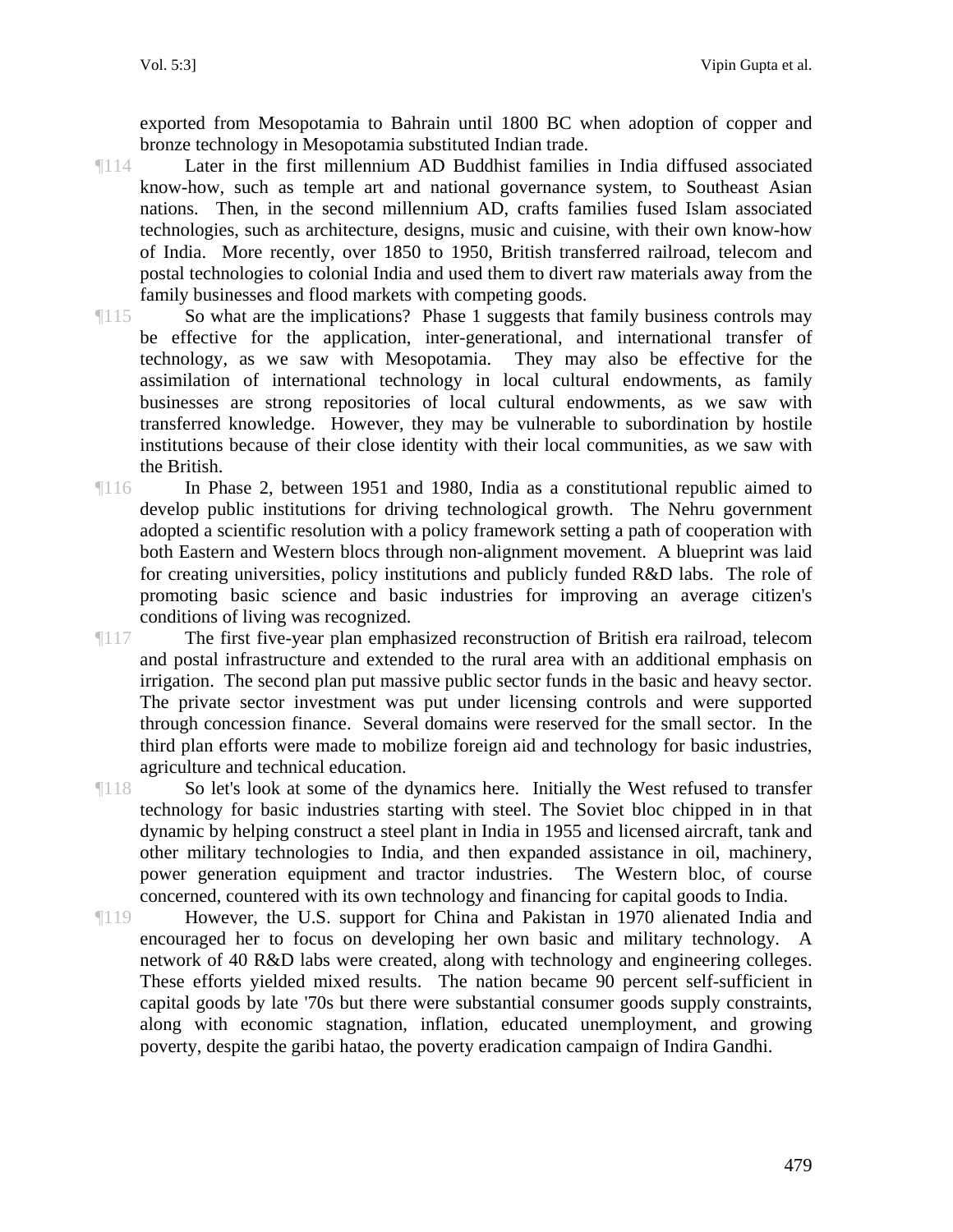exported from Mesopotamia to Bahrain until 1800 BC when adoption of copper and bronze technology in Mesopotamia substituted Indian trade.

¶114 Later in the first millennium AD Buddhist families in India diffused associated know-how, such as temple art and national governance system, to Southeast Asian nations. Then, in the second millennium AD, crafts families fused Islam associated technologies, such as architecture, designs, music and cuisine, with their own know-how of India. More recently, over 1850 to 1950, British transferred railroad, telecom and postal technologies to colonial India and used them to divert raw materials away from the family businesses and flood markets with competing goods.

¶115 So what are the implications? Phase 1 suggests that family business controls may be effective for the application, inter-generational, and international transfer of technology, as we saw with Mesopotamia. They may also be effective for the assimilation of international technology in local cultural endowments, as family businesses are strong repositories of local cultural endowments, as we saw with transferred knowledge. However, they may be vulnerable to subordination by hostile institutions because of their close identity with their local communities, as we saw with the British.

¶116 In Phase 2, between 1951 and 1980, India as a constitutional republic aimed to develop public institutions for driving technological growth. The Nehru government adopted a scientific resolution with a policy framework setting a path of cooperation with both Eastern and Western blocs through non-alignment movement. A blueprint was laid for creating universities, policy institutions and publicly funded R&D labs. The role of promoting basic science and basic industries for improving an average citizen's conditions of living was recognized.

¶117 The first five-year plan emphasized reconstruction of British era railroad, telecom and postal infrastructure and extended to the rural area with an additional emphasis on irrigation. The second plan put massive public sector funds in the basic and heavy sector. The private sector investment was put under licensing controls and were supported through concession finance. Several domains were reserved for the small sector. In the third plan efforts were made to mobilize foreign aid and technology for basic industries, agriculture and technical education.

¶118 So let's look at some of the dynamics here. Initially the West refused to transfer technology for basic industries starting with steel. The Soviet bloc chipped in in that dynamic by helping construct a steel plant in India in 1955 and licensed aircraft, tank and other military technologies to India, and then expanded assistance in oil, machinery, power generation equipment and tractor industries. The Western bloc, of course concerned, countered with its own technology and financing for capital goods to India.

¶119 However, the U.S. support for China and Pakistan in 1970 alienated India and encouraged her to focus on developing her own basic and military technology. A network of 40 R&D labs were created, along with technology and engineering colleges. These efforts yielded mixed results. The nation became 90 percent self-sufficient in capital goods by late '70s but there were substantial consumer goods supply constraints, along with economic stagnation, inflation, educated unemployment, and growing poverty, despite the garibi hatao, the poverty eradication campaign of Indira Gandhi.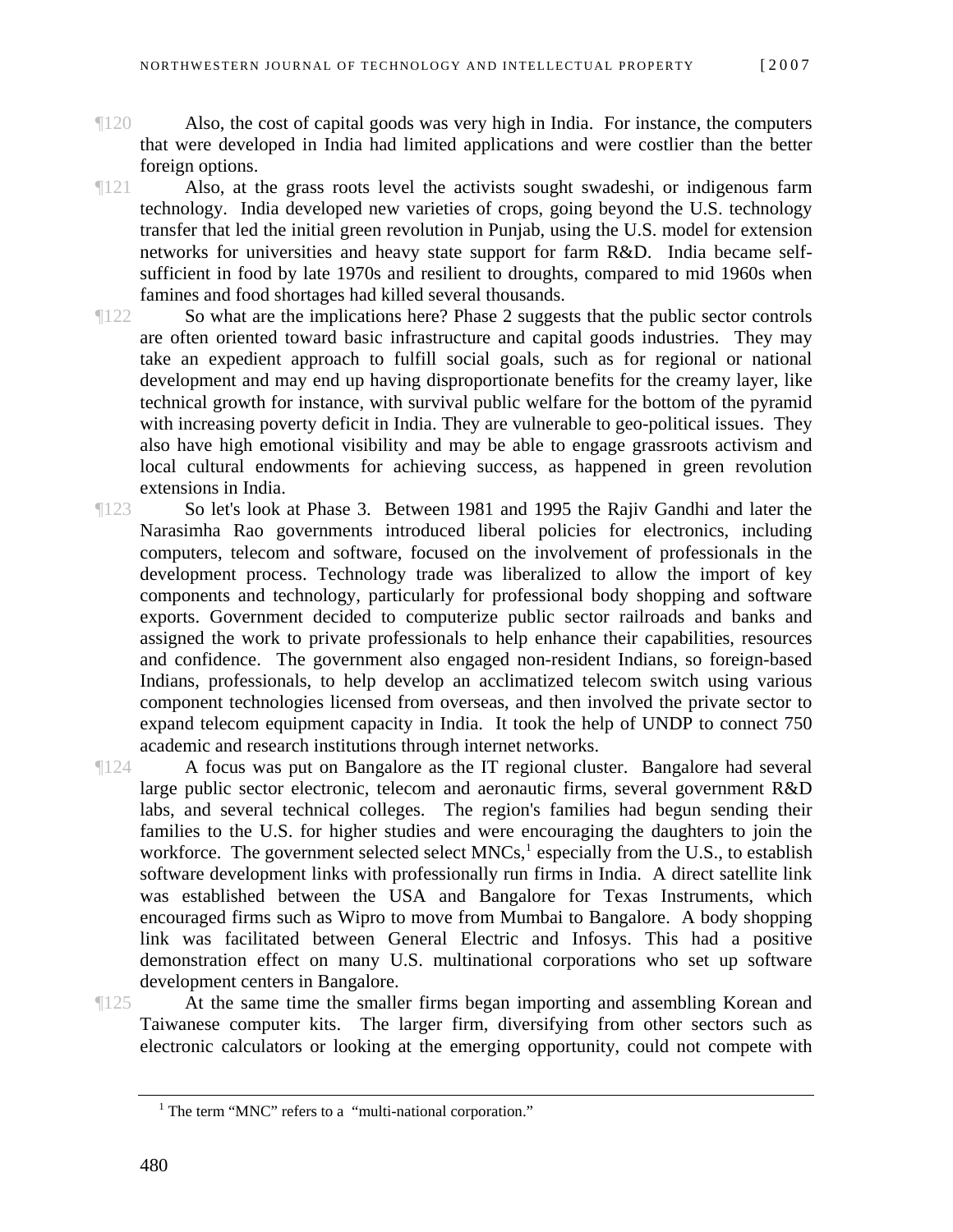¶120 Also, the cost of capital goods was very high in India. For instance, the computers that were developed in India had limited applications and were costlier than the better foreign options.

¶121 Also, at the grass roots level the activists sought swadeshi, or indigenous farm technology. India developed new varieties of crops, going beyond the U.S. technology transfer that led the initial green revolution in Punjab, using the U.S. model for extension networks for universities and heavy state support for farm R&D. India became self-sufficient in food by late 1970s and resilient to droughts, compared to mid 1960s when famines and food shortages had killed several thousands.

¶122 So what are the implications here? Phase 2 suggests that the public sector controls are often oriented toward basic infrastructure and capital goods industries. They may take an expedient approach to fulfill social goals, such as for regional or national development and may end up having disproportionate benefits for the creamy layer, like technical growth for instance, with survival public welfare for the bottom of the pyramid with increasing poverty deficit in India. They are vulnerable to geo-political issues. They also have high emotional visibility and may be able to engage grassroots activism and local cultural endowments for achieving success, as happened in green revolution extensions in India.

¶123 So let's look at Phase 3. Between 1981 and 1995 the Rajiv Gandhi and later the Narasimha Rao governments introduced liberal policies for electronics, including computers, telecom and software, focused on the involvement of professionals in the development process. Technology trade was liberalized to allow the import of key components and technology, particularly for professional body shopping and software exports. Government decided to computerize public sector railroads and banks and assigned the work to private professionals to help enhance their capabilities, resources and confidence. The government also engaged non-resident Indians, so foreign-based Indians, professionals, to help develop an acclimatized telecom switch using various component technologies licensed from overseas, and then involved the private sector to expand telecom equipment capacity in India. It took the help of UNDP to connect 750 academic and research institutions through internet networks.

¶124 A focus was put on Bangalore as the IT regional cluster. Bangalore had several large public sector electronic, telecom and aeronautic firms, several government R&D labs, and several technical colleges. The region's families had begun sending their families to the U.S. for higher studies and were encouraging the daughters to join the workforce. The government selected select MNCs,[1] especially from the U.S., to establish software development links with professionally run firms in India. A direct satellite link was established between the USA and Bangalore for Texas Instruments, which encouraged firms such as Wipro to move from Mumbai to Bangalore. A body shopping link was facilitated between General Electric and Infosys. This had a positive demonstration effect on many U.S. multinational corporations who set up software development centers in Bangalore.

¶125 At the same time the smaller firms began importing and assembling Korean and Taiwanese computer kits. The larger firm, diversifying from other sectors such as electronic calculators or looking at the emerging opportunity, could not compete with

[1] The term "MNC" refers to a "multi-national corporation."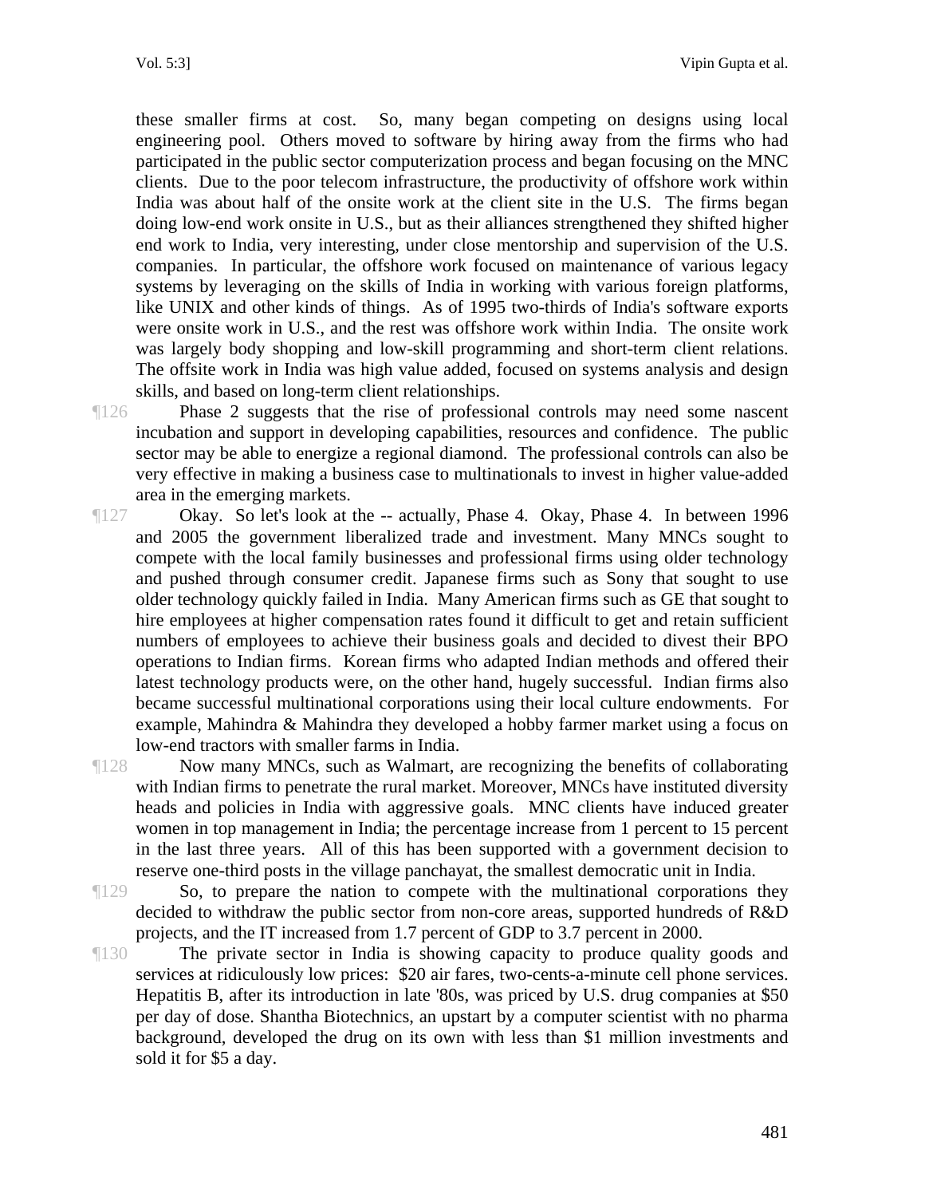these smaller firms at cost. So, many began competing on designs using local engineering pool. Others moved to software by hiring away from the firms who had participated in the public sector computerization process and began focusing on the MNC clients. Due to the poor telecom infrastructure, the productivity of offshore work within India was about half of the onsite work at the client site in the U.S. The firms began doing low-end work onsite in U.S., but as their alliances strengthened they shifted higher end work to India, very interesting, under close mentorship and supervision of the U.S. companies. In particular, the offshore work focused on maintenance of various legacy systems by leveraging on the skills of India in working with various foreign platforms, like UNIX and other kinds of things. As of 1995 two-thirds of India's software exports were onsite work in U.S., and the rest was offshore work within India. The onsite work was largely body shopping and low-skill programming and short-term client relations. The offsite work in India was high value added, focused on systems analysis and design skills, and based on long-term client relationships.

¶126 Phase 2 suggests that the rise of professional controls may need some nascent incubation and support in developing capabilities, resources and confidence. The public sector may be able to energize a regional diamond. The professional controls can also be very effective in making a business case to multinationals to invest in higher value-added area in the emerging markets.

¶127 Okay. So let's look at the -- actually, Phase 4. Okay, Phase 4. In between 1996 and 2005 the government liberalized trade and investment. Many MNCs sought to compete with the local family businesses and professional firms using older technology and pushed through consumer credit. Japanese firms such as Sony that sought to use older technology quickly failed in India. Many American firms such as GE that sought to hire employees at higher compensation rates found it difficult to get and retain sufficient numbers of employees to achieve their business goals and decided to divest their BPO operations to Indian firms. Korean firms who adapted Indian methods and offered their latest technology products were, on the other hand, hugely successful. Indian firms also became successful multinational corporations using their local culture endowments. For example, Mahindra & Mahindra they developed a hobby farmer market using a focus on low-end tractors with smaller farms in India.

¶128 Now many MNCs, such as Walmart, are recognizing the benefits of collaborating with Indian firms to penetrate the rural market. Moreover, MNCs have instituted diversity heads and policies in India with aggressive goals. MNC clients have induced greater women in top management in India; the percentage increase from 1 percent to 15 percent in the last three years. All of this has been supported with a government decision to reserve one-third posts in the village panchayat, the smallest democratic unit in India.

¶129 So, to prepare the nation to compete with the multinational corporations they decided to withdraw the public sector from non-core areas, supported hundreds of R&D projects, and the IT increased from 1.7 percent of GDP to 3.7 percent in 2000.

¶130 The private sector in India is showing capacity to produce quality goods and services at ridiculously low prices: $20 air fares, two-cents-a-minute cell phone services. Hepatitis B, after its introduction in late '80s, was priced by U.S. drug companies at $50 per day of dose. Shantha Biotechnics, an upstart by a computer scientist with no pharma background, developed the drug on its own with less than $1 million investments and sold it for $5 a day.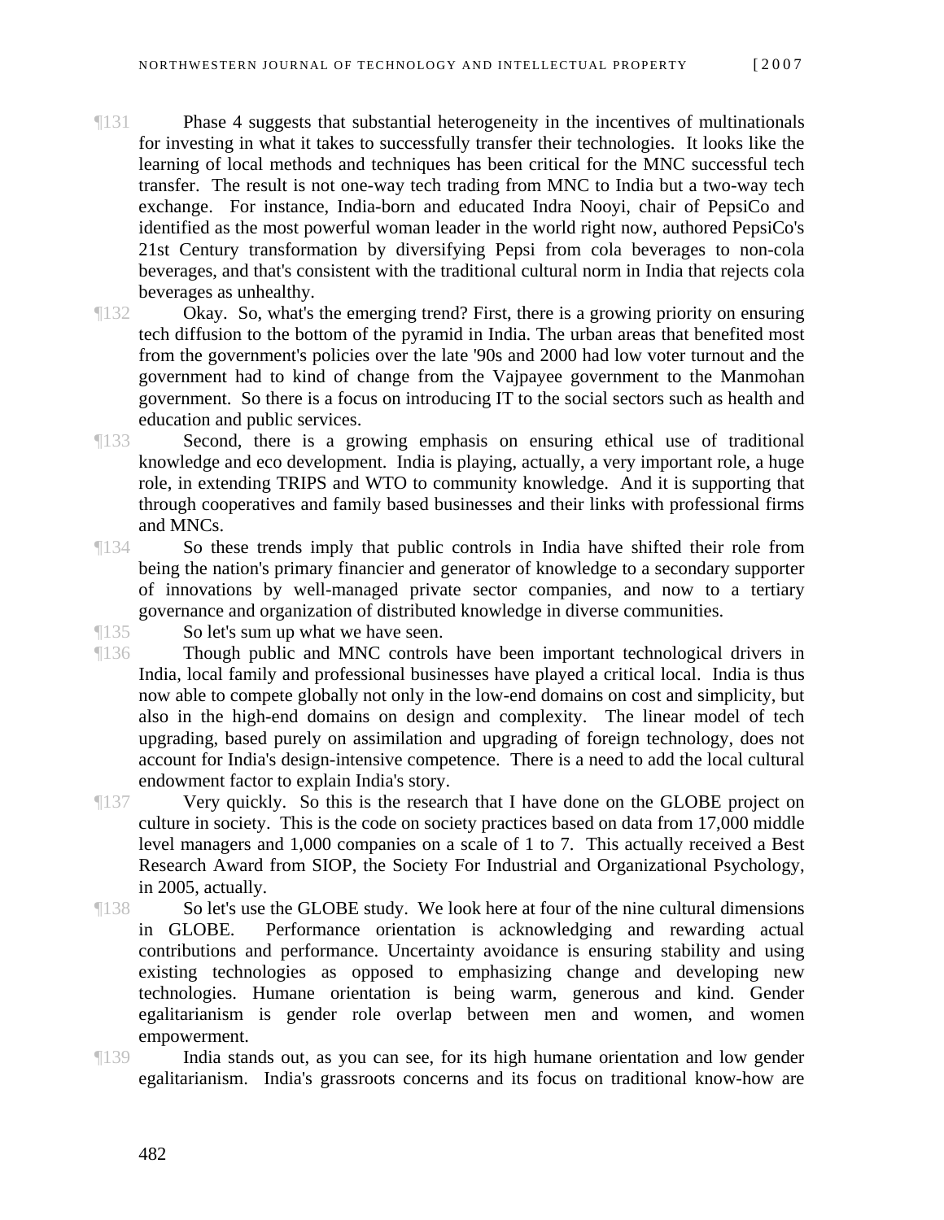¶131 Phase 4 suggests that substantial heterogeneity in the incentives of multinationals for investing in what it takes to successfully transfer their technologies. It looks like the learning of local methods and techniques has been critical for the MNC successful tech transfer. The result is not one-way tech trading from MNC to India but a two-way tech exchange. For instance, India-born and educated Indra Nooyi, chair of PepsiCo and identified as the most powerful woman leader in the world right now, authored PepsiCo's 21st Century transformation by diversifying Pepsi from cola beverages to non-cola beverages, and that's consistent with the traditional cultural norm in India that rejects cola beverages as unhealthy.

¶132 Okay. So, what's the emerging trend? First, there is a growing priority on ensuring tech diffusion to the bottom of the pyramid in India. The urban areas that benefited most from the government's policies over the late '90s and 2000 had low voter turnout and the government had to kind of change from the Vajpayee government to the Manmohan government. So there is a focus on introducing IT to the social sectors such as health and education and public services.

¶133 Second, there is a growing emphasis on ensuring ethical use of traditional knowledge and eco development. India is playing, actually, a very important role, a huge role, in extending TRIPS and WTO to community knowledge. And it is supporting that through cooperatives and family based businesses and their links with professional firms and MNCs.

¶134 So these trends imply that public controls in India have shifted their role from being the nation's primary financier and generator of knowledge to a secondary supporter of innovations by well-managed private sector companies, and now to a tertiary governance and organization of distributed knowledge in diverse communities.

¶135 So let's sum up what we have seen.

¶136 Though public and MNC controls have been important technological drivers in India, local family and professional businesses have played a critical local. India is thus now able to compete globally not only in the low-end domains on cost and simplicity, but also in the high-end domains on design and complexity. The linear model of tech upgrading, based purely on assimilation and upgrading of foreign technology, does not account for India's design-intensive competence. There is a need to add the local cultural endowment factor to explain India's story.

¶137 Very quickly. So this is the research that I have done on the GLOBE project on culture in society. This is the code on society practices based on data from 17,000 middle level managers and 1,000 companies on a scale of 1 to 7. This actually received a Best Research Award from SIOP, the Society For Industrial and Organizational Psychology, in 2005, actually.

¶138 So let's use the GLOBE study. We look here at four of the nine cultural dimensions in GLOBE. Performance orientation is acknowledging and rewarding actual contributions and performance. Uncertainty avoidance is ensuring stability and using existing technologies as opposed to emphasizing change and developing new technologies. Humane orientation is being warm, generous and kind. Gender egalitarianism is gender role overlap between men and women, and women empowerment.

¶139 India stands out, as you can see, for its high humane orientation and low gender egalitarianism. India's grassroots concerns and its focus on traditional know-how are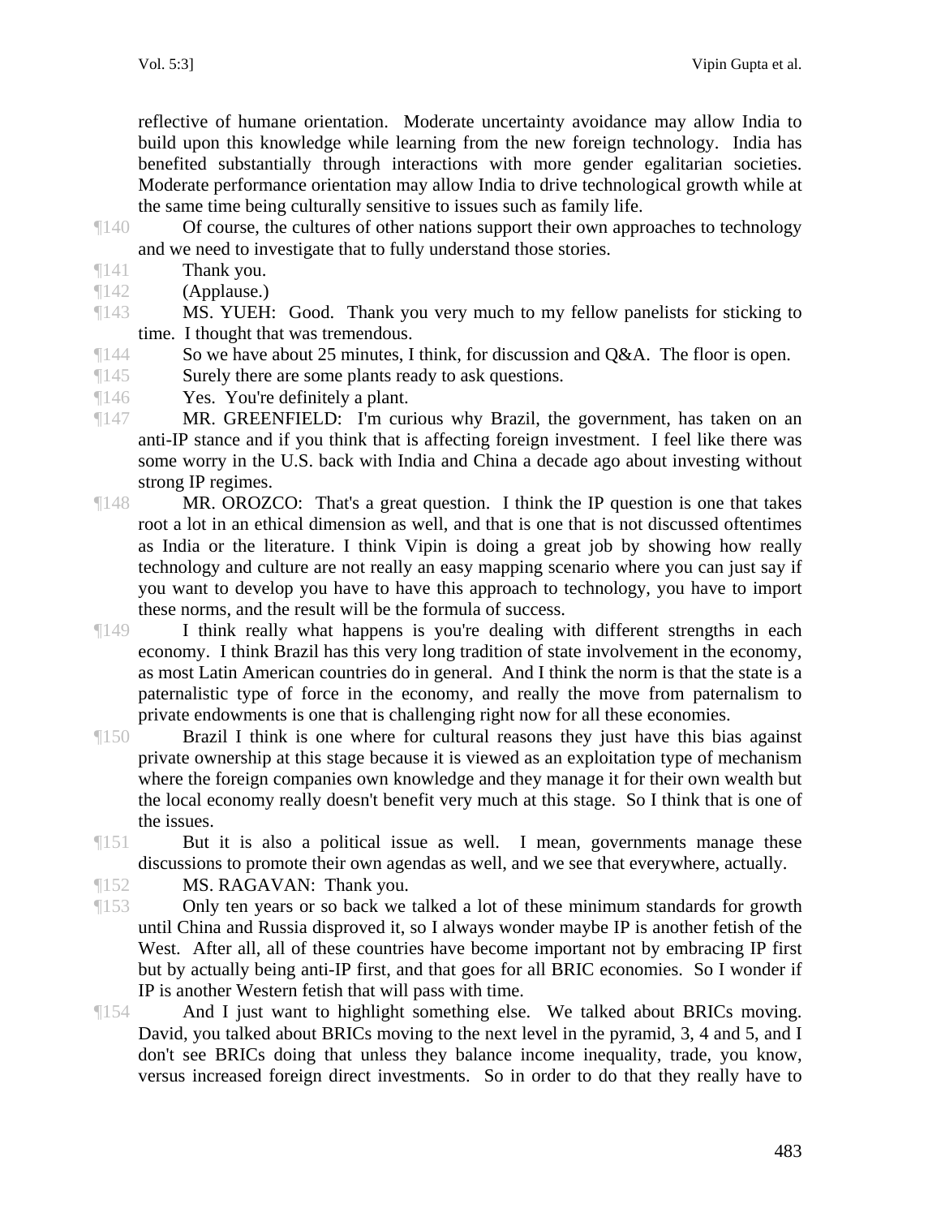reflective of humane orientation. Moderate uncertainty avoidance may allow India to build upon this knowledge while learning from the new foreign technology. India has benefited substantially through interactions with more gender egalitarian societies. Moderate performance orientation may allow India to drive technological growth while at the same time being culturally sensitive to issues such as family life.

¶140 Of course, the cultures of other nations support their own approaches to technology and we need to investigate that to fully understand those stories.

¶141 Thank you.

¶142 (Applause.)

¶143 MS. YUEH: Good. Thank you very much to my fellow panelists for sticking to time. I thought that was tremendous.

¶144 So we have about 25 minutes, I think, for discussion and Q&A. The floor is open.

¶145 Surely there are some plants ready to ask questions.

¶146 Yes. You're definitely a plant.

¶147 MR. GREENFIELD: I'm curious why Brazil, the government, has taken on an anti-IP stance and if you think that is affecting foreign investment. I feel like there was some worry in the U.S. back with India and China a decade ago about investing without strong IP regimes.

¶148 MR. OROZCO: That's a great question. I think the IP question is one that takes root a lot in an ethical dimension as well, and that is one that is not discussed oftentimes as India or the literature. I think Vipin is doing a great job by showing how really technology and culture are not really an easy mapping scenario where you can just say if you want to develop you have to have this approach to technology, you have to import these norms, and the result will be the formula of success.

¶149 I think really what happens is you're dealing with different strengths in each economy. I think Brazil has this very long tradition of state involvement in the economy, as most Latin American countries do in general. And I think the norm is that the state is a paternalistic type of force in the economy, and really the move from paternalism to private endowments is one that is challenging right now for all these economies.

¶150 Brazil I think is one where for cultural reasons they just have this bias against private ownership at this stage because it is viewed as an exploitation type of mechanism where the foreign companies own knowledge and they manage it for their own wealth but the local economy really doesn't benefit very much at this stage. So I think that is one of the issues.

¶151 But it is also a political issue as well. I mean, governments manage these discussions to promote their own agendas as well, and we see that everywhere, actually.

¶152 MS. RAGAVAN: Thank you.

¶153 Only ten years or so back we talked a lot of these minimum standards for growth until China and Russia disproved it, so I always wonder maybe IP is another fetish of the West. After all, all of these countries have become important not by embracing IP first but by actually being anti-IP first, and that goes for all BRIC economies. So I wonder if IP is another Western fetish that will pass with time.

¶154 And I just want to highlight something else. We talked about BRICs moving. David, you talked about BRICs moving to the next level in the pyramid, 3, 4 and 5, and I don't see BRICs doing that unless they balance income inequality, trade, you know, versus increased foreign direct investments. So in order to do that they really have to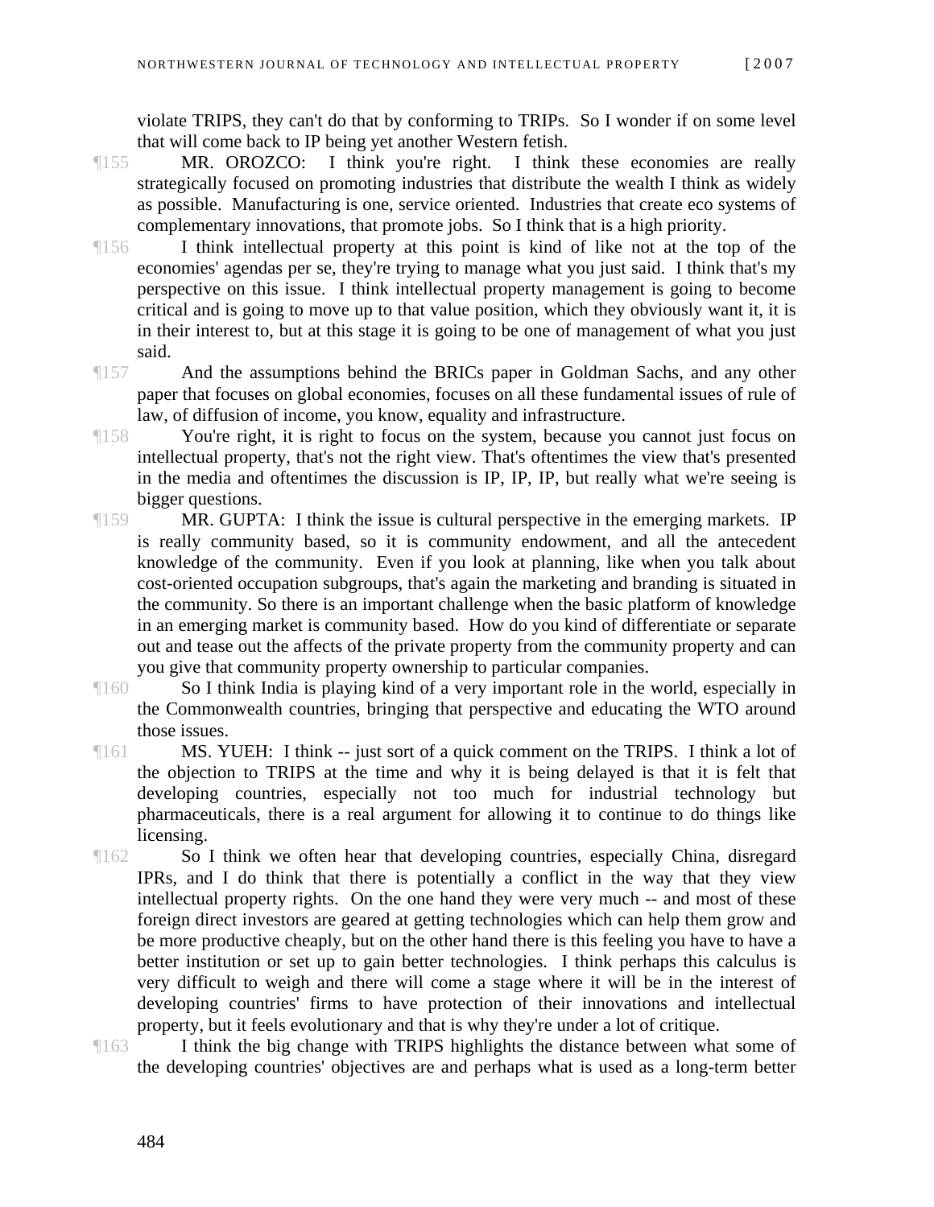violate TRIPS, they can't do that by conforming to TRIPs. So I wonder if on some level that will come back to IP being yet another Western fetish.

¶155 MR. OROZCO: I think you're right. I think these economies are really strategically focused on promoting industries that distribute the wealth I think as widely as possible. Manufacturing is one, service oriented. Industries that create eco systems of complementary innovations, that promote jobs. So I think that is a high priority.

¶156 I think intellectual property at this point is kind of like not at the top of the economies' agendas per se, they're trying to manage what you just said. I think that's my perspective on this issue. I think intellectual property management is going to become critical and is going to move up to that value position, which they obviously want it, it is in their interest to, but at this stage it is going to be one of management of what you just said.

¶157 And the assumptions behind the BRICs paper in Goldman Sachs, and any other paper that focuses on global economies, focuses on all these fundamental issues of rule of law, of diffusion of income, you know, equality and infrastructure.

¶158 You're right, it is right to focus on the system, because you cannot just focus on intellectual property, that's not the right view. That's oftentimes the view that's presented in the media and oftentimes the discussion is IP, IP, IP, but really what we're seeing is bigger questions.

¶159 MR. GUPTA: I think the issue is cultural perspective in the emerging markets. IP is really community based, so it is community endowment, and all the antecedent knowledge of the community. Even if you look at planning, like when you talk about cost-oriented occupation subgroups, that's again the marketing and branding is situated in the community. So there is an important challenge when the basic platform of knowledge in an emerging market is community based. How do you kind of differentiate or separate out and tease out the affects of the private property from the community property and can you give that community property ownership to particular companies.

¶160 So I think India is playing kind of a very important role in the world, especially in the Commonwealth countries, bringing that perspective and educating the WTO around those issues.

¶161 MS. YUEH: I think -- just sort of a quick comment on the TRIPS. I think a lot of the objection to TRIPS at the time and why it is being delayed is that it is felt that developing countries, especially not too much for industrial technology but pharmaceuticals, there is a real argument for allowing it to continue to do things like licensing.

¶162 So I think we often hear that developing countries, especially China, disregard IPRs, and I do think that there is potentially a conflict in the way that they view intellectual property rights. On the one hand they were very much -- and most of these foreign direct investors are geared at getting technologies which can help them grow and be more productive cheaply, but on the other hand there is this feeling you have to have a better institution or set up to gain better technologies. I think perhaps this calculus is very difficult to weigh and there will come a stage where it will be in the interest of developing countries' firms to have protection of their innovations and intellectual property, but it feels evolutionary and that is why they're under a lot of critique.

¶163 I think the big change with TRIPS highlights the distance between what some of the developing countries' objectives are and perhaps what is used as a long-term better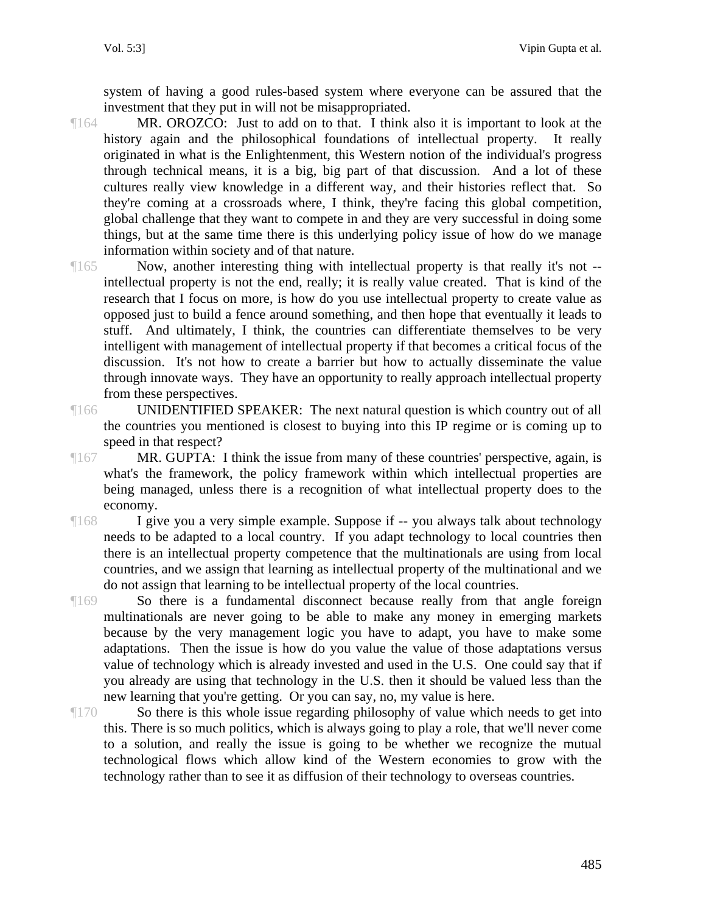system of having a good rules-based system where everyone can be assured that the investment that they put in will not be misappropriated.

¶164 MR. OROZCO: Just to add on to that. I think also it is important to look at the history again and the philosophical foundations of intellectual property. It really originated in what is the Enlightenment, this Western notion of the individual's progress through technical means, it is a big, big part of that discussion. And a lot of these cultures really view knowledge in a different way, and their histories reflect that. So they're coming at a crossroads where, I think, they're facing this global competition, global challenge that they want to compete in and they are very successful in doing some things, but at the same time there is this underlying policy issue of how do we manage information within society and of that nature.

¶165 Now, another interesting thing with intellectual property is that really it's not -- intellectual property is not the end, really; it is really value created. That is kind of the research that I focus on more, is how do you use intellectual property to create value as opposed just to build a fence around something, and then hope that eventually it leads to stuff. And ultimately, I think, the countries can differentiate themselves to be very intelligent with management of intellectual property if that becomes a critical focus of the discussion. It's not how to create a barrier but how to actually disseminate the value through innovate ways. They have an opportunity to really approach intellectual property from these perspectives.

¶166 UNIDENTIFIED SPEAKER: The next natural question is which country out of all the countries you mentioned is closest to buying into this IP regime or is coming up to speed in that respect?

¶167 MR. GUPTA: I think the issue from many of these countries' perspective, again, is what's the framework, the policy framework within which intellectual properties are being managed, unless there is a recognition of what intellectual property does to the economy.

¶168 I give you a very simple example. Suppose if -- you always talk about technology needs to be adapted to a local country. If you adapt technology to local countries then there is an intellectual property competence that the multinationals are using from local countries, and we assign that learning as intellectual property of the multinational and we do not assign that learning to be intellectual property of the local countries.

¶169 So there is a fundamental disconnect because really from that angle foreign multinationals are never going to be able to make any money in emerging markets because by the very management logic you have to adapt, you have to make some adaptations. Then the issue is how do you value the value of those adaptations versus value of technology which is already invested and used in the U.S. One could say that if you already are using that technology in the U.S. then it should be valued less than the new learning that you're getting. Or you can say, no, my value is here.

¶170 So there is this whole issue regarding philosophy of value which needs to get into this. There is so much politics, which is always going to play a role, that we'll never come to a solution, and really the issue is going to be whether we recognize the mutual technological flows which allow kind of the Western economies to grow with the technology rather than to see it as diffusion of their technology to overseas countries.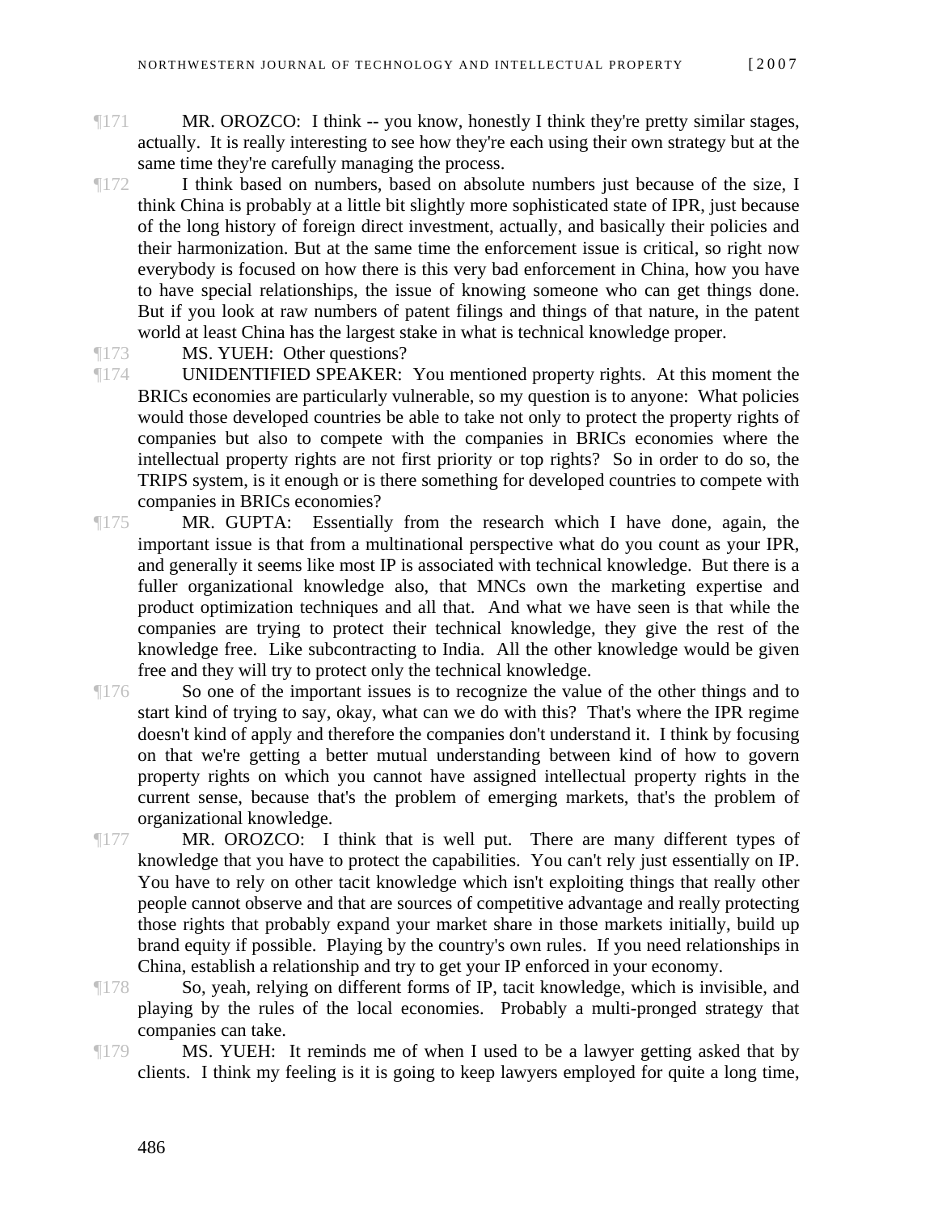¶171 MR. OROZCO: I think -- you know, honestly I think they're pretty similar stages, actually. It is really interesting to see how they're each using their own strategy but at the same time they're carefully managing the process.

¶172 I think based on numbers, based on absolute numbers just because of the size, I think China is probably at a little bit slightly more sophisticated state of IPR, just because of the long history of foreign direct investment, actually, and basically their policies and their harmonization. But at the same time the enforcement issue is critical, so right now everybody is focused on how there is this very bad enforcement in China, how you have to have special relationships, the issue of knowing someone who can get things done. But if you look at raw numbers of patent filings and things of that nature, in the patent world at least China has the largest stake in what is technical knowledge proper.

¶173 MS. YUEH: Other questions?

¶174 UNIDENTIFIED SPEAKER: You mentioned property rights. At this moment the BRICs economies are particularly vulnerable, so my question is to anyone: What policies would those developed countries be able to take not only to protect the property rights of companies but also to compete with the companies in BRICs economies where the intellectual property rights are not first priority or top rights? So in order to do so, the TRIPS system, is it enough or is there something for developed countries to compete with companies in BRICs economies?

¶175 MR. GUPTA: Essentially from the research which I have done, again, the important issue is that from a multinational perspective what do you count as your IPR, and generally it seems like most IP is associated with technical knowledge. But there is a fuller organizational knowledge also, that MNCs own the marketing expertise and product optimization techniques and all that. And what we have seen is that while the companies are trying to protect their technical knowledge, they give the rest of the knowledge free. Like subcontracting to India. All the other knowledge would be given free and they will try to protect only the technical knowledge.

¶176 So one of the important issues is to recognize the value of the other things and to start kind of trying to say, okay, what can we do with this? That's where the IPR regime doesn't kind of apply and therefore the companies don't understand it. I think by focusing on that we're getting a better mutual understanding between kind of how to govern property rights on which you cannot have assigned intellectual property rights in the current sense, because that's the problem of emerging markets, that's the problem of organizational knowledge.

¶177 MR. OROZCO: I think that is well put. There are many different types of knowledge that you have to protect the capabilities. You can't rely just essentially on IP. You have to rely on other tacit knowledge which isn't exploiting things that really other people cannot observe and that are sources of competitive advantage and really protecting those rights that probably expand your market share in those markets initially, build up brand equity if possible. Playing by the country's own rules. If you need relationships in China, establish a relationship and try to get your IP enforced in your economy.

¶178 So, yeah, relying on different forms of IP, tacit knowledge, which is invisible, and playing by the rules of the local economies. Probably a multi-pronged strategy that companies can take.

¶179 MS. YUEH: It reminds me of when I used to be a lawyer getting asked that by clients. I think my feeling is it is going to keep lawyers employed for quite a long time,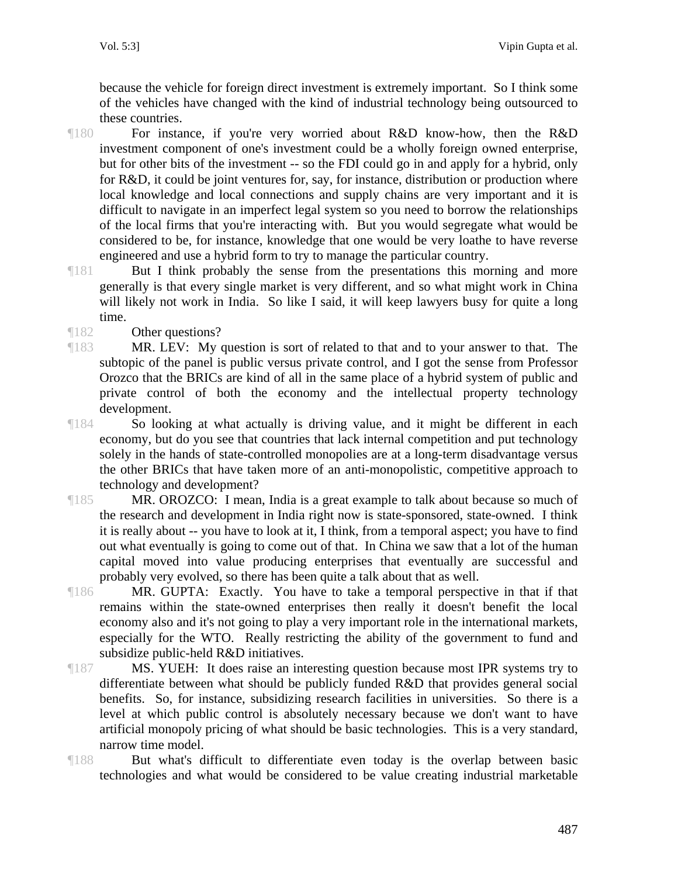because the vehicle for foreign direct investment is extremely important. So I think some of the vehicles have changed with the kind of industrial technology being outsourced to these countries.

¶180 For instance, if you're very worried about R&D know-how, then the R&D investment component of one's investment could be a wholly foreign owned enterprise, but for other bits of the investment -- so the FDI could go in and apply for a hybrid, only for R&D, it could be joint ventures for, say, for instance, distribution or production where local knowledge and local connections and supply chains are very important and it is difficult to navigate in an imperfect legal system so you need to borrow the relationships of the local firms that you're interacting with. But you would segregate what would be considered to be, for instance, knowledge that one would be very loathe to have reverse engineered and use a hybrid form to try to manage the particular country.

¶181 But I think probably the sense from the presentations this morning and more generally is that every single market is very different, and so what might work in China will likely not work in India. So like I said, it will keep lawyers busy for quite a long time.

¶182 Other questions?

¶183 MR. LEV: My question is sort of related to that and to your answer to that. The subtopic of the panel is public versus private control, and I got the sense from Professor Orozco that the BRICs are kind of all in the same place of a hybrid system of public and private control of both the economy and the intellectual property technology development.

¶184 So looking at what actually is driving value, and it might be different in each economy, but do you see that countries that lack internal competition and put technology solely in the hands of state-controlled monopolies are at a long-term disadvantage versus the other BRICs that have taken more of an anti-monopolistic, competitive approach to technology and development?

¶185 MR. OROZCO: I mean, India is a great example to talk about because so much of the research and development in India right now is state-sponsored, state-owned. I think it is really about -- you have to look at it, I think, from a temporal aspect; you have to find out what eventually is going to come out of that. In China we saw that a lot of the human capital moved into value producing enterprises that eventually are successful and probably very evolved, so there has been quite a talk about that as well.

¶186 MR. GUPTA: Exactly. You have to take a temporal perspective in that if that remains within the state-owned enterprises then really it doesn't benefit the local economy also and it's not going to play a very important role in the international markets, especially for the WTO. Really restricting the ability of the government to fund and subsidize public-held R&D initiatives.

¶187 MS. YUEH: It does raise an interesting question because most IPR systems try to differentiate between what should be publicly funded R&D that provides general social benefits. So, for instance, subsidizing research facilities in universities. So there is a level at which public control is absolutely necessary because we don't want to have artificial monopoly pricing of what should be basic technologies. This is a very standard, narrow time model.

¶188 But what's difficult to differentiate even today is the overlap between basic technologies and what would be considered to be value creating industrial marketable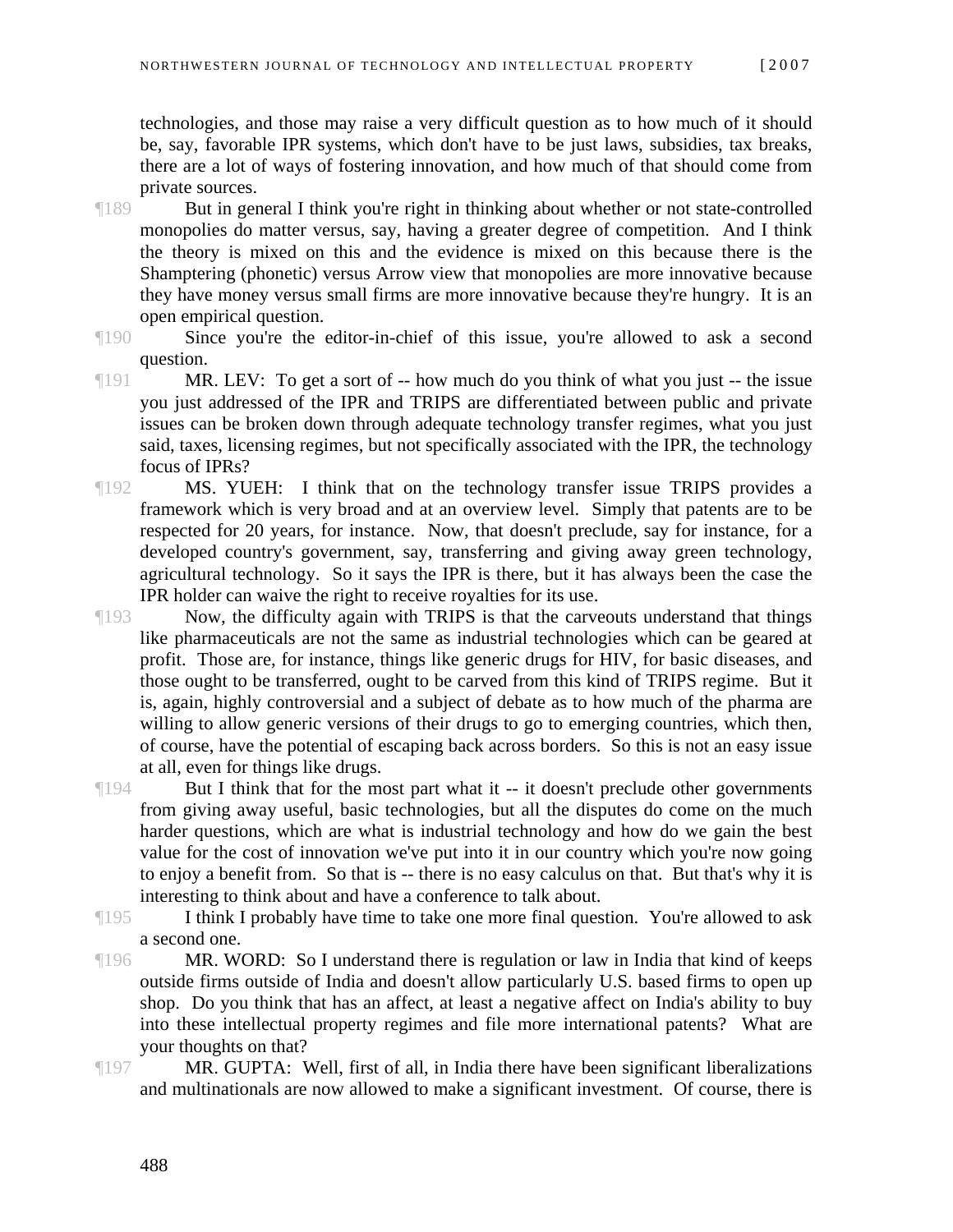technologies, and those may raise a very difficult question as to how much of it should be, say, favorable IPR systems, which don't have to be just laws, subsidies, tax breaks, there are a lot of ways of fostering innovation, and how much of that should come from private sources.

¶189 But in general I think you're right in thinking about whether or not state-controlled monopolies do matter versus, say, having a greater degree of competition. And I think the theory is mixed on this and the evidence is mixed on this because there is the Shamptering (phonetic) versus Arrow view that monopolies are more innovative because they have money versus small firms are more innovative because they're hungry. It is an open empirical question.

¶190 Since you're the editor-in-chief of this issue, you're allowed to ask a second question.

¶191 MR. LEV: To get a sort of -- how much do you think of what you just -- the issue you just addressed of the IPR and TRIPS are differentiated between public and private issues can be broken down through adequate technology transfer regimes, what you just said, taxes, licensing regimes, but not specifically associated with the IPR, the technology focus of IPRs?

¶192 MS. YUEH: I think that on the technology transfer issue TRIPS provides a framework which is very broad and at an overview level. Simply that patents are to be respected for 20 years, for instance. Now, that doesn't preclude, say for instance, for a developed country's government, say, transferring and giving away green technology, agricultural technology. So it says the IPR is there, but it has always been the case the IPR holder can waive the right to receive royalties for its use.

¶193 Now, the difficulty again with TRIPS is that the carveouts understand that things like pharmaceuticals are not the same as industrial technologies which can be geared at profit. Those are, for instance, things like generic drugs for HIV, for basic diseases, and those ought to be transferred, ought to be carved from this kind of TRIPS regime. But it is, again, highly controversial and a subject of debate as to how much of the pharma are willing to allow generic versions of their drugs to go to emerging countries, which then, of course, have the potential of escaping back across borders. So this is not an easy issue at all, even for things like drugs.

¶194 But I think that for the most part what it -- it doesn't preclude other governments from giving away useful, basic technologies, but all the disputes do come on the much harder questions, which are what is industrial technology and how do we gain the best value for the cost of innovation we've put into it in our country which you're now going to enjoy a benefit from. So that is -- there is no easy calculus on that. But that's why it is interesting to think about and have a conference to talk about.

¶195 I think I probably have time to take one more final question. You're allowed to ask a second one.

¶196 MR. WORD: So I understand there is regulation or law in India that kind of keeps outside firms outside of India and doesn't allow particularly U.S. based firms to open up shop. Do you think that has an affect, at least a negative affect on India's ability to buy into these intellectual property regimes and file more international patents? What are your thoughts on that?

¶197 MR. GUPTA: Well, first of all, in India there have been significant liberalizations and multinationals are now allowed to make a significant investment. Of course, there is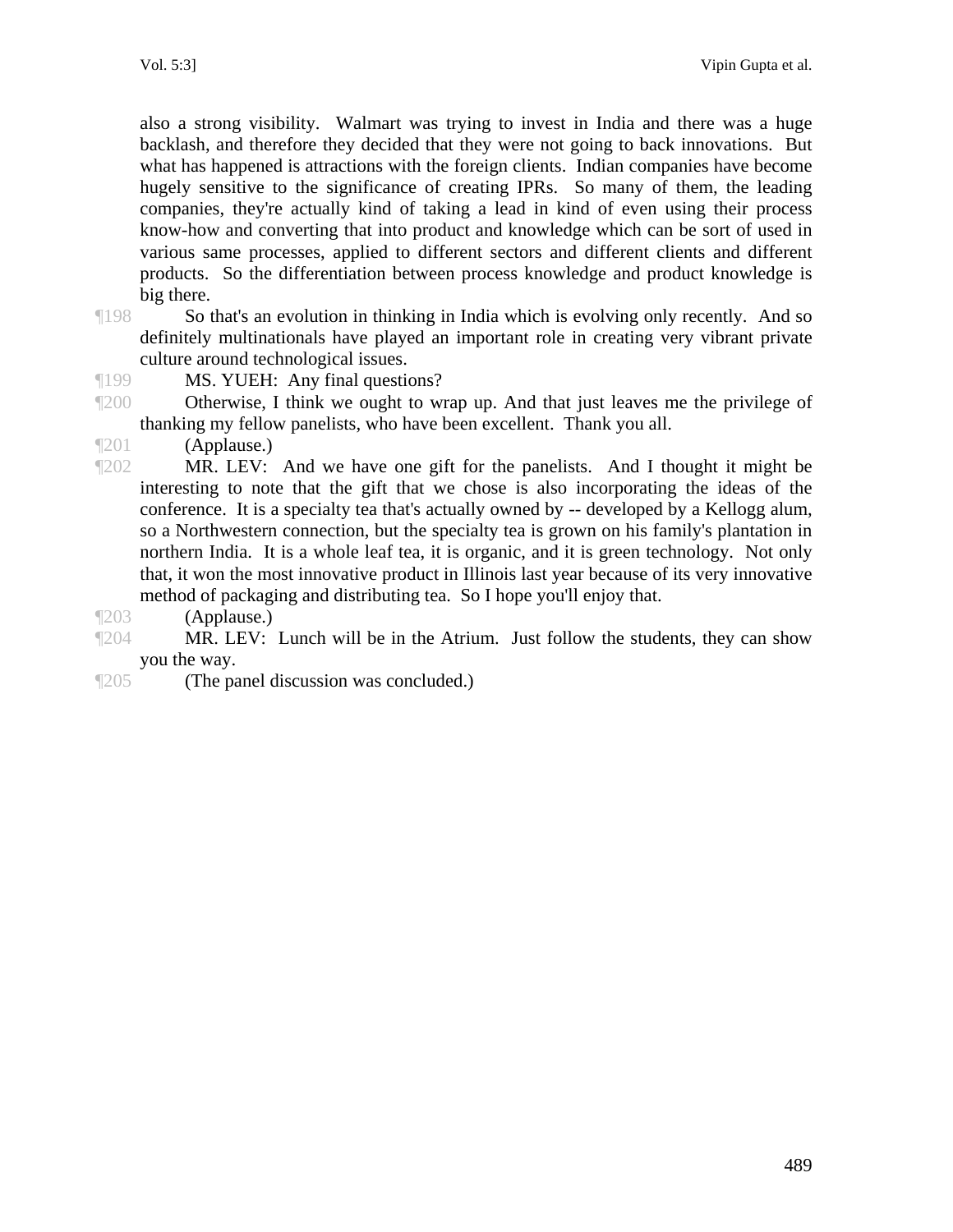also a strong visibility. Walmart was trying to invest in India and there was a huge backlash, and therefore they decided that they were not going to back innovations. But what has happened is attractions with the foreign clients. Indian companies have become hugely sensitive to the significance of creating IPRs. So many of them, the leading companies, they're actually kind of taking a lead in kind of even using their process know-how and converting that into product and knowledge which can be sort of used in various same processes, applied to different sectors and different clients and different products. So the differentiation between process knowledge and product knowledge is big there.

¶198 So that's an evolution in thinking in India which is evolving only recently. And so definitely multinationals have played an important role in creating very vibrant private culture around technological issues.

¶199 MS. YUEH: Any final questions?

¶200 Otherwise, I think we ought to wrap up. And that just leaves me the privilege of thanking my fellow panelists, who have been excellent. Thank you all.

¶201 (Applause.)

¶202 MR. LEV: And we have one gift for the panelists. And I thought it might be interesting to note that the gift that we chose is also incorporating the ideas of the conference. It is a specialty tea that's actually owned by -- developed by a Kellogg alum, so a Northwestern connection, but the specialty tea is grown on his family's plantation in northern India. It is a whole leaf tea, it is organic, and it is green technology. Not only that, it won the most innovative product in Illinois last year because of its very innovative method of packaging and distributing tea. So I hope you'll enjoy that.

¶203 (Applause.)

¶204 MR. LEV: Lunch will be in the Atrium. Just follow the students, they can show you the way.

¶205 (The panel discussion was concluded.)